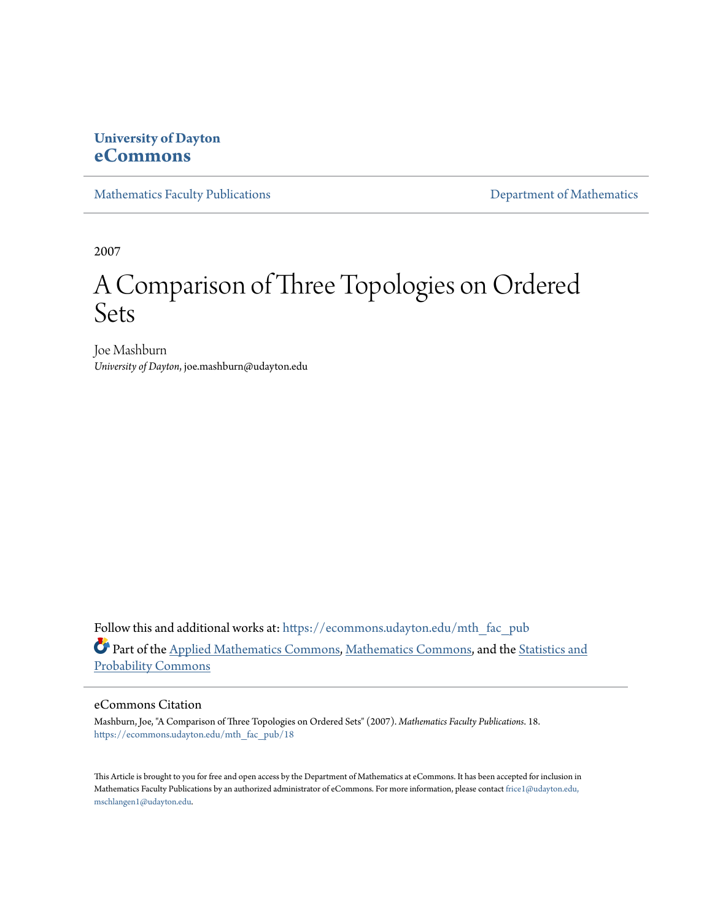University of Dayton
**eCommons**

Mathematics Faculty Publications | Department of Mathematics

2007

# A Comparison of Three Topologies on Ordered Sets

Joe Mashburn
*University of Dayton*, joe.mashburn@udayton.edu

Follow this and additional works at: https://ecommons.udayton.edu/mth_fac_pub

Part of the Applied Mathematics Commons, Mathematics Commons, and the Statistics and Probability Commons

## eCommons Citation

Mashburn, Joe, "A Comparison of Three Topologies on Ordered Sets" (2007). *Mathematics Faculty Publications*. 18.
https://ecommons.udayton.edu/mth_fac_pub/18

This Article is brought to you for free and open access by the Department of Mathematics at eCommons. It has been accepted for inclusion in Mathematics Faculty Publications by an authorized administrator of eCommons. For more information, please contact frice1@udayton.edu, mschlangen1@udayton.edu.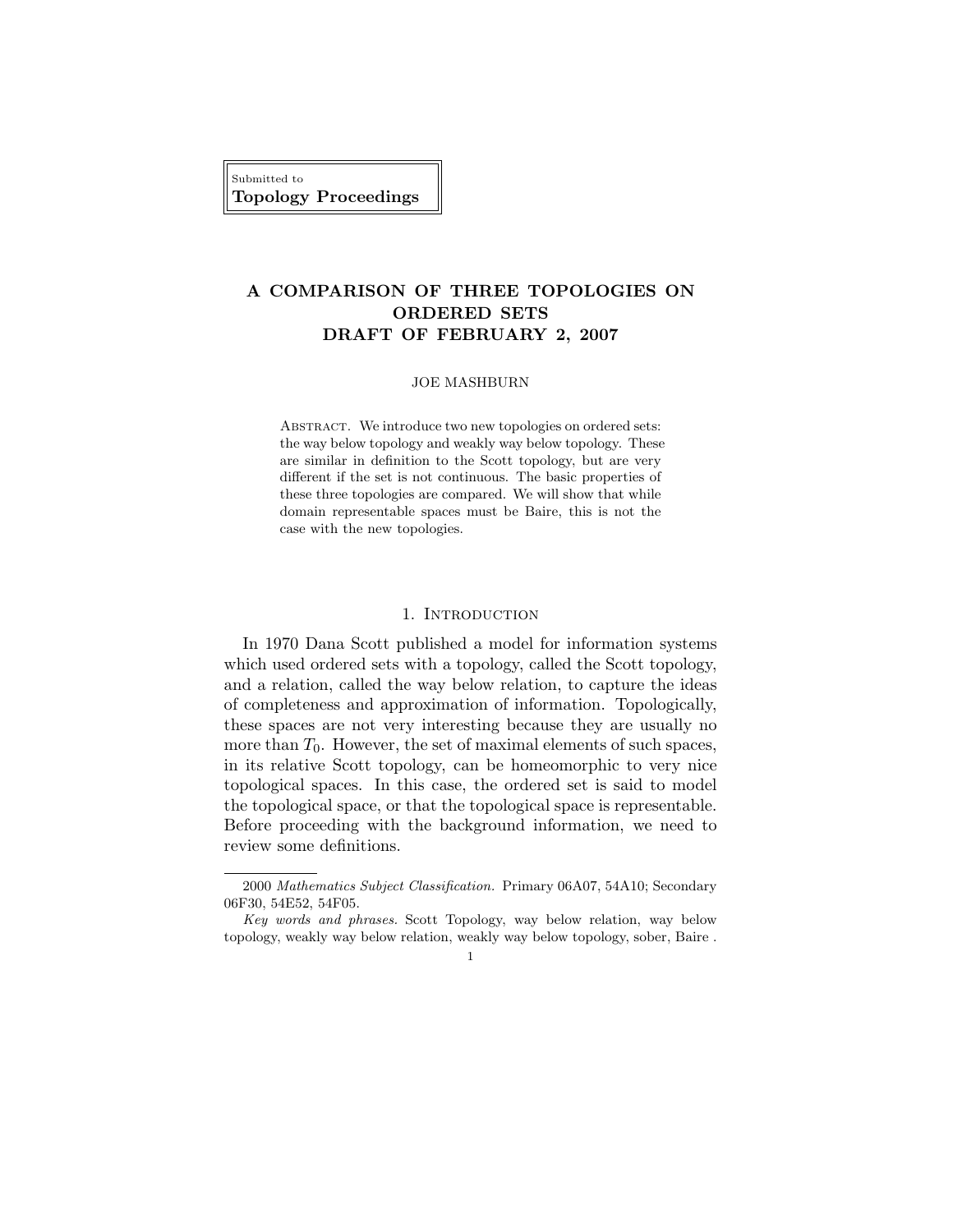Submitted to
**Topology Proceedings**

# A COMPARISON OF THREE TOPOLOGIES ON ORDERED SETS DRAFT OF FEBRUARY 2, 2007

JOE MASHBURN

Abstract. We introduce two new topologies on ordered sets: the way below topology and weakly way below topology. These are similar in definition to the Scott topology, but are very different if the set is not continuous. The basic properties of these three topologies are compared. We will show that while domain representable spaces must be Baire, this is not the case with the new topologies.

## 1. Introduction

In 1970 Dana Scott published a model for information systems which used ordered sets with a topology, called the Scott topology, and a relation, called the way below relation, to capture the ideas of completeness and approximation of information. Topologically, these spaces are not very interesting because they are usually no more than $T_0$. However, the set of maximal elements of such spaces, in its relative Scott topology, can be homeomorphic to very nice topological spaces. In this case, the ordered set is said to model the topological space, or that the topological space is representable. Before proceeding with the background information, we need to review some definitions.

---

2000 *Mathematics Subject Classification.* Primary 06A07, 54A10; Secondary 06F30, 54E52, 54F05.

*Key words and phrases.* Scott Topology, way below relation, way below topology, weakly way below relation, weakly way below topology, sober, Baire .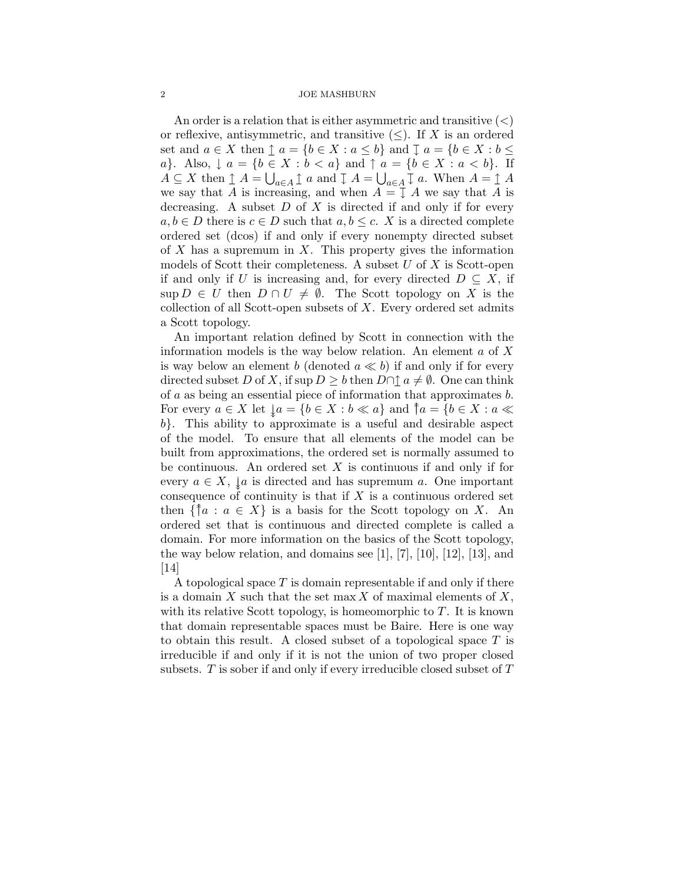An order is a relation that is either asymmetric and transitive ($<$) or reflexive, antisymmetric, and transitive ($\leq$). If $X$ is an ordered set and $a \in X$ then $\Uparrow a = \{b \in X : a \leq b\}$ and $\Downarrow a = \{b \in X : b \leq a\}$. Also, $\downarrow a = \{b \in X : b < a\}$ and $\uparrow a = \{b \in X : a < b\}$. If $A \subseteq X$ then $\Uparrow A = \bigcup_{a \in A} \Uparrow a$ and $\Downarrow A = \bigcup_{a \in A} \Downarrow a$. When $A = \Uparrow A$ we say that $A$ is increasing, and when $A = \Downarrow A$ we say that $A$ is decreasing. A subset $D$ of $X$ is directed if and only if for every $a, b \in D$ there is $c \in D$ such that $a, b \leq c$. $X$ is a directed complete ordered set (dcos) if and only if every nonempty directed subset of $X$ has a supremum in $X$. This property gives the information models of Scott their completeness. A subset $U$ of $X$ is Scott-open if and only if $U$ is increasing and, for every directed $D \subseteq X$, if $\sup D \in U$ then $D \cap U \neq \emptyset$. The Scott topology on $X$ is the collection of all Scott-open subsets of $X$. Every ordered set admits a Scott topology.

An important relation defined by Scott in connection with the information models is the way below relation. An element $a$ of $X$ is way below an element $b$ (denoted $a \ll b$) if and only if for every directed subset $D$ of $X$, if $\sup D \geq b$ then $D \cap \Uparrow a \neq \emptyset$. One can think of $a$ as being an essential piece of information that approximates $b$. For every $a \in X$ let $\twoheaddownarrow a = \{b \in X : b \ll a\}$ and $\twoheaduparrow a = \{b \in X : a \ll b\}$. This ability to approximate is a useful and desirable aspect of the model. To ensure that all elements of the model can be built from approximations, the ordered set is normally assumed to be continuous. An ordered set $X$ is continuous if and only if for every $a \in X$, $\twoheaddownarrow a$ is directed and has supremum $a$. One important consequence of continuity is that if $X$ is a continuous ordered set then $\{\twoheaduparrow a : a \in X\}$ is a basis for the Scott topology on $X$. An ordered set that is continuous and directed complete is called a domain. For more information on the basics of the Scott topology, the way below relation, and domains see [1], [7], [10], [12], [13], and [14]

A topological space $T$ is domain representable if and only if there is a domain $X$ such that the set $\max X$ of maximal elements of $X$, with its relative Scott topology, is homeomorphic to $T$. It is known that domain representable spaces must be Baire. Here is one way to obtain this result. A closed subset of a topological space $T$ is irreducible if and only if it is not the union of two proper closed subsets. $T$ is sober if and only if every irreducible closed subset of $T$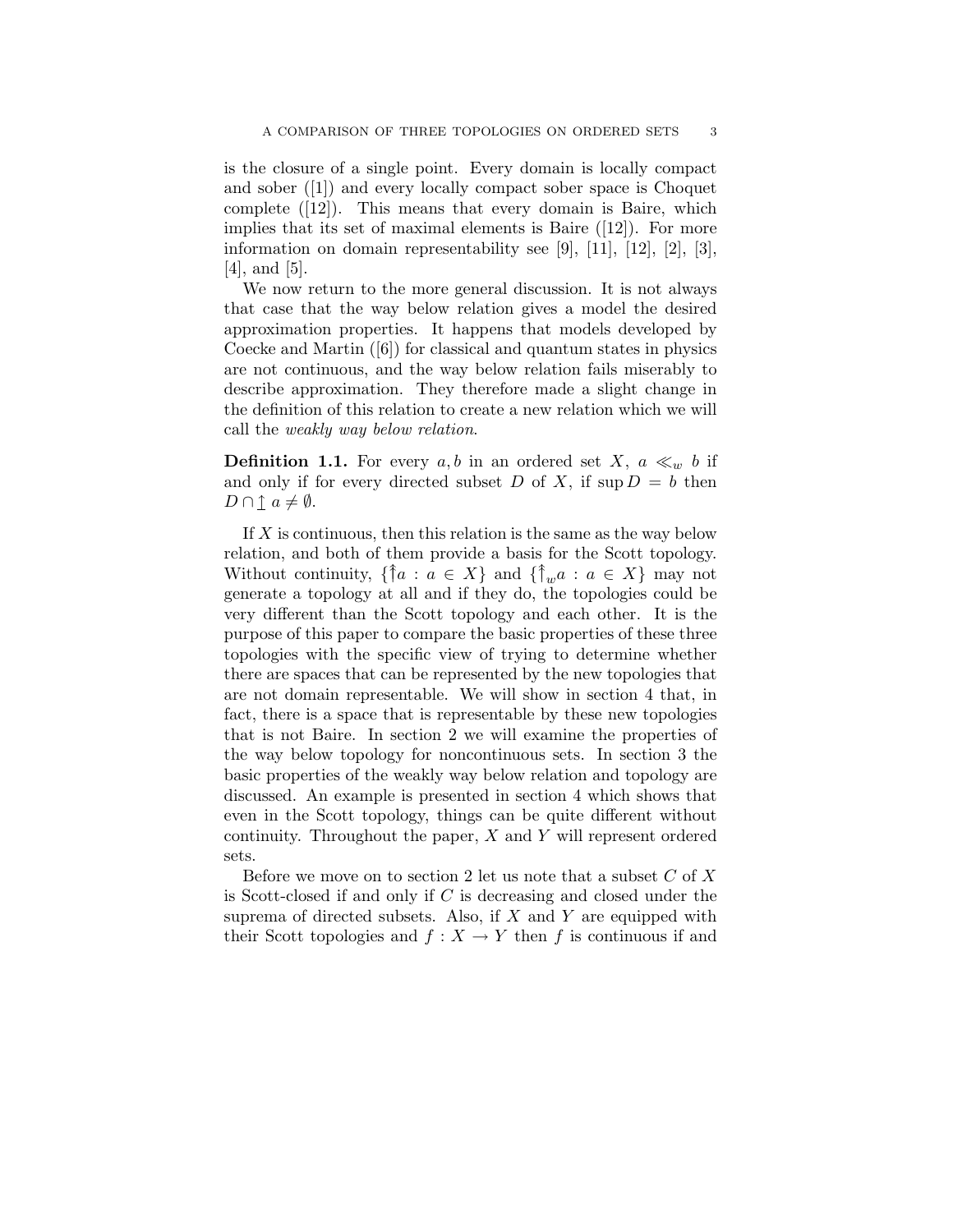is the closure of a single point. Every domain is locally compact and sober ([1]) and every locally compact sober space is Choquet complete ([12]). This means that every domain is Baire, which implies that its set of maximal elements is Baire ([12]). For more information on domain representability see [9], [11], [12], [2], [3], [4], and [5].

We now return to the more general discussion. It is not always that case that the way below relation gives a model the desired approximation properties. It happens that models developed by Coecke and Martin ([6]) for classical and quantum states in physics are not continuous, and the way below relation fails miserably to describe approximation. They therefore made a slight change in the definition of this relation to create a new relation which we will call the *weakly way below relation*.

**Definition 1.1.** For every $a, b$ in an ordered set $X$, $a \ll_w b$ if and only if for every directed subset $D$ of $X$, if $\sup D = b$ then $D \cap \uparrow a \neq \emptyset$.

If $X$ is continuous, then this relation is the same as the way below relation, and both of them provide a basis for the Scott topology. Without continuity, $\{\Uparrow a : a \in X\}$ and $\{\Uparrow_w a : a \in X\}$ may not generate a topology at all and if they do, the topologies could be very different than the Scott topology and each other. It is the purpose of this paper to compare the basic properties of these three topologies with the specific view of trying to determine whether there are spaces that can be represented by the new topologies that are not domain representable. We will show in section 4 that, in fact, there is a space that is representable by these new topologies that is not Baire. In section 2 we will examine the properties of the way below topology for noncontinuous sets. In section 3 the basic properties of the weakly way below relation and topology are discussed. An example is presented in section 4 which shows that even in the Scott topology, things can be quite different without continuity. Throughout the paper, $X$ and $Y$ will represent ordered sets.

Before we move on to section 2 let us note that a subset $C$ of $X$ is Scott-closed if and only if $C$ is decreasing and closed under the suprema of directed subsets. Also, if $X$ and $Y$ are equipped with their Scott topologies and $f : X \to Y$ then $f$ is continuous if and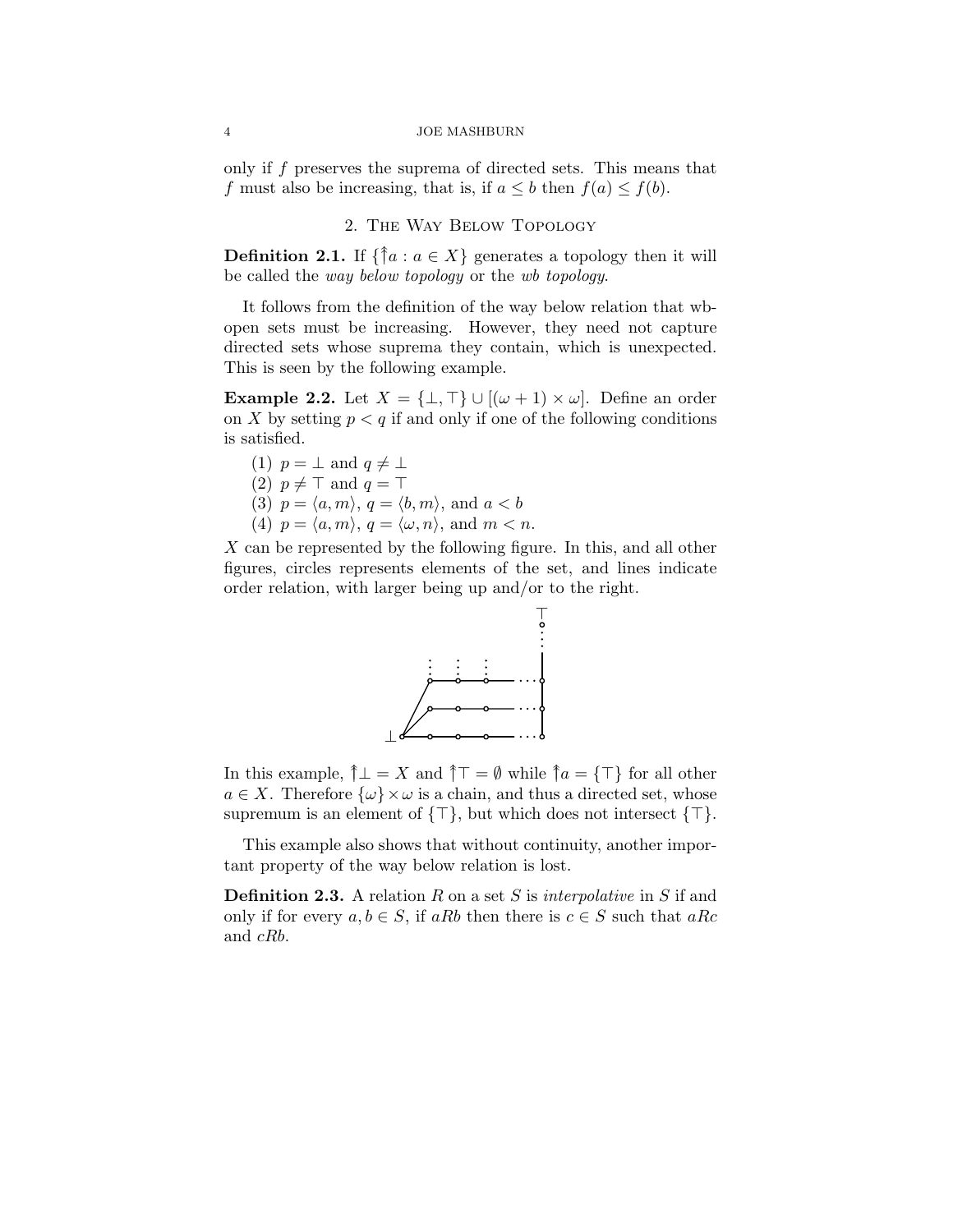only if $f$ preserves the suprema of directed sets. This means that $f$ must also be increasing, that is, if $a \leq b$ then $f(a) \leq f(b)$.

## 2. The Way Below Topology

**Definition 2.1.** If $\{\Uparrow a : a \in X\}$ generates a topology then it will be called the *way below topology* or the *wb topology*.

It follows from the definition of the way below relation that wb-open sets must be increasing. However, they need not capture directed sets whose suprema they contain, which is unexpected. This is seen by the following example.

**Example 2.2.** Let $X = \{\bot, \top\} \cup [(\omega + 1) \times \omega]$. Define an order on $X$ by setting $p < q$ if and only if one of the following conditions is satisfied.

1. $p = \bot$ and $q \neq \bot$
2. $p \neq \top$ and $q = \top$
3. $p = \langle a, m \rangle$, $q = \langle b, m \rangle$, and $a < b$
4. $p = \langle a, m \rangle$, $q = \langle \omega, n \rangle$, and $m < n$.

$X$ can be represented by the following figure. In this, and all other figures, circles represents elements of the set, and lines indicate order relation, with larger being up and/or to the right.

In this example, $\Uparrow \bot = X$ and $\Uparrow \top = \emptyset$ while $\Uparrow a = \{\top\}$ for all other $a \in X$. Therefore $\{\omega\} \times \omega$ is a chain, and thus a directed set, whose supremum is an element of $\{\top\}$, but which does not intersect $\{\top\}$.

This example also shows that without continuity, another important property of the way below relation is lost.

**Definition 2.3.** A relation $R$ on a set $S$ is *interpolative* in $S$ if and only if for every $a, b \in S$, if $aRb$ then there is $c \in S$ such that $aRc$ and $cRb$.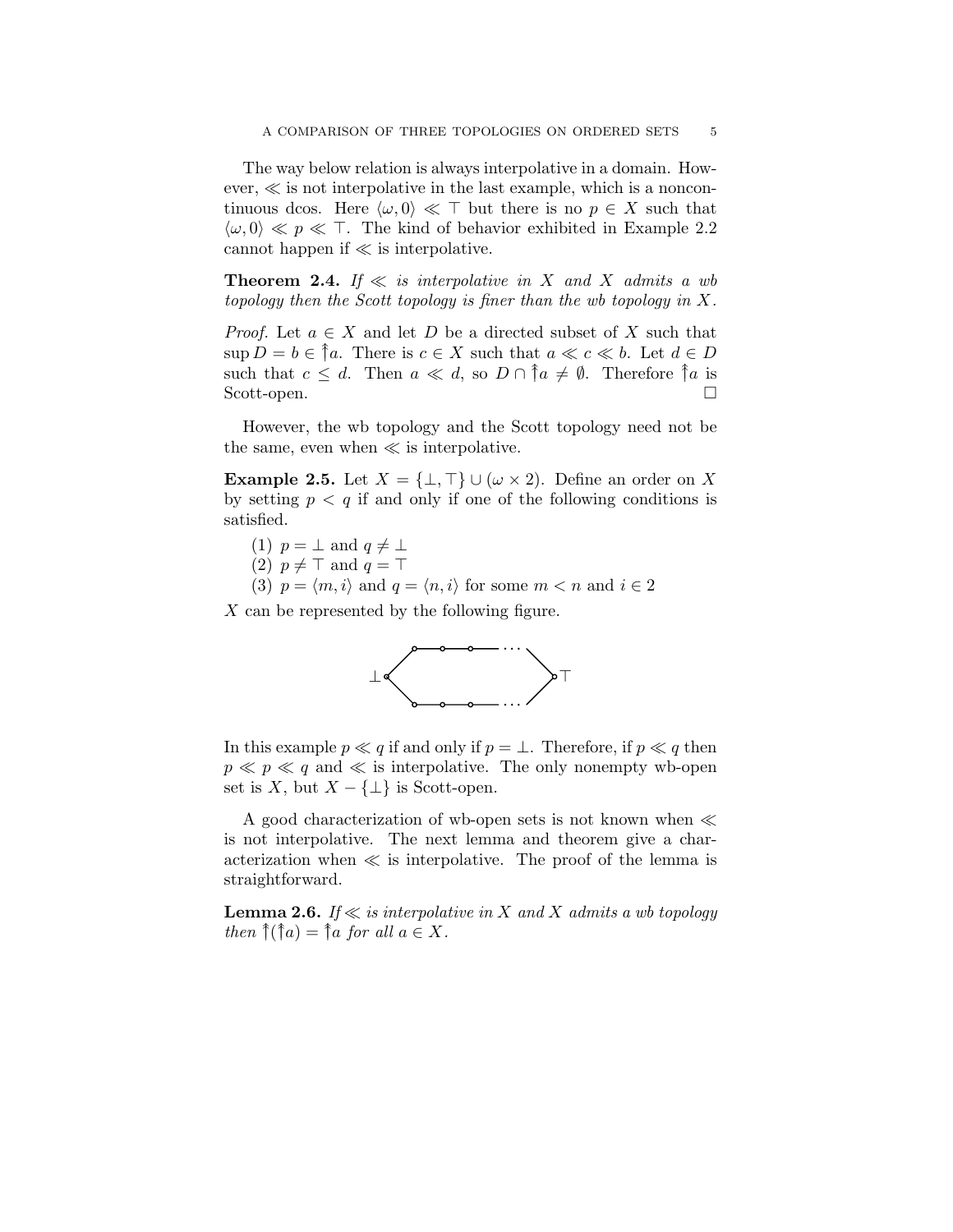The way below relation is always interpolative in a domain. However, $\ll$ is not interpolative in the last example, which is a noncontinuous dcos. Here $\langle \omega, 0 \rangle \ll \top$ but there is no $p \in X$ such that $\langle \omega, 0 \rangle \ll p \ll \top$. The kind of behavior exhibited in Example 2.2 cannot happen if $\ll$ is interpolative.

**Theorem 2.4.** *If $\ll$ is interpolative in $X$ and $X$ admits a wb topology then the Scott topology is finer than the wb topology in $X$.*

*Proof.* Let $a \in X$ and let $D$ be a directed subset of $X$ such that $\sup D = b \in \twoheaduparrow a$. There is $c \in X$ such that $a \ll c \ll b$. Let $d \in D$ such that $c \leq d$. Then $a \ll d$, so $D \cap \twoheaduparrow a \neq \emptyset$. Therefore $\twoheaduparrow a$ is Scott-open. □

However, the wb topology and the Scott topology need not be the same, even when $\ll$ is interpolative.

**Example 2.5.** Let $X = \{\bot, \top\} \cup (\omega \times 2)$. Define an order on $X$ by setting $p < q$ if and only if one of the following conditions is satisfied.

1. $p = \bot$ and $q \neq \bot$
2. $p \neq \top$ and $q = \top$
3. $p = \langle m, i \rangle$ and $q = \langle n, i \rangle$ for some $m < n$ and $i \in 2$

$X$ can be represented by the following figure.

In this example $p \ll q$ if and only if $p = \bot$. Therefore, if $p \ll q$ then $p \ll p \ll q$ and $\ll$ is interpolative. The only nonempty wb-open set is $X$, but $X - \{\bot\}$ is Scott-open.

A good characterization of wb-open sets is not known when $\ll$ is not interpolative. The next lemma and theorem give a characterization when $\ll$ is interpolative. The proof of the lemma is straightforward.

**Lemma 2.6.** *If $\ll$ is interpolative in $X$ and $X$ admits a wb topology then $\twoheaduparrow(\twoheaduparrow a) = \twoheaduparrow a$ for all $a \in X$.*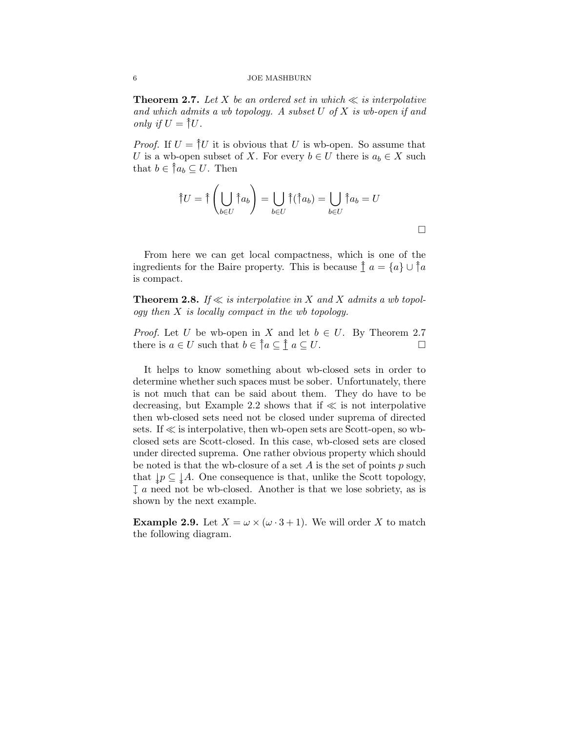**Theorem 2.7.** *Let $X$ be an ordered set in which $\ll$ is interpolative and which admits a wb topology. A subset $U$ of $X$ is wb-open if and only if $U = \twoheaduparrow U$.*

*Proof.* If $U = \twoheaduparrow U$ it is obvious that $U$ is wb-open. So assume that $U$ is a wb-open subset of $X$. For every $b \in U$ there is $a_b \in X$ such that $b \in \twoheaduparrow a_b \subseteq U$. Then

$$\twoheaduparrow U = \twoheaduparrow \left( \bigcup_{b \in U} \twoheaduparrow a_b \right) = \bigcup_{b \in U} \twoheaduparrow (\twoheaduparrow a_b) = \bigcup_{b \in U} \twoheaduparrow a_b = U$$

□

From here we can get local compactness, which is one of the ingredients for the Baire property. This is because $\underline{\twoheaduparrow}\, a = \{a\} \cup \twoheaduparrow a$ is compact.

**Theorem 2.8.** *If $\ll$ is interpolative in $X$ and $X$ admits a wb topology then $X$ is locally compact in the wb topology.*

*Proof.* Let $U$ be wb-open in $X$ and let $b \in U$. By Theorem 2.7 there is $a \in U$ such that $b \in \twoheaduparrow a \subseteq \underline{\twoheaduparrow}\, a \subseteq U$. □

It helps to know something about wb-closed sets in order to determine whether such spaces must be sober. Unfortunately, there is not much that can be said about them. They do have to be decreasing, but Example 2.2 shows that if $\ll$ is not interpolative then wb-closed sets need not be closed under suprema of directed sets. If $\ll$ is interpolative, then wb-open sets are Scott-open, so wb-closed sets are Scott-closed. In this case, wb-closed sets are closed under directed suprema. One rather obvious property which should be noted is that the wb-closure of a set $A$ is the set of points $p$ such that $\downarrow p \subseteq \downarrow A$. One consequence is that, unlike the Scott topology, $\overline{\downarrow}\, a$ need not be wb-closed. Another is that we lose sobriety, as is shown by the next example.

**Example 2.9.** Let $X = \omega \times (\omega \cdot 3 + 1)$. We will order $X$ to match the following diagram.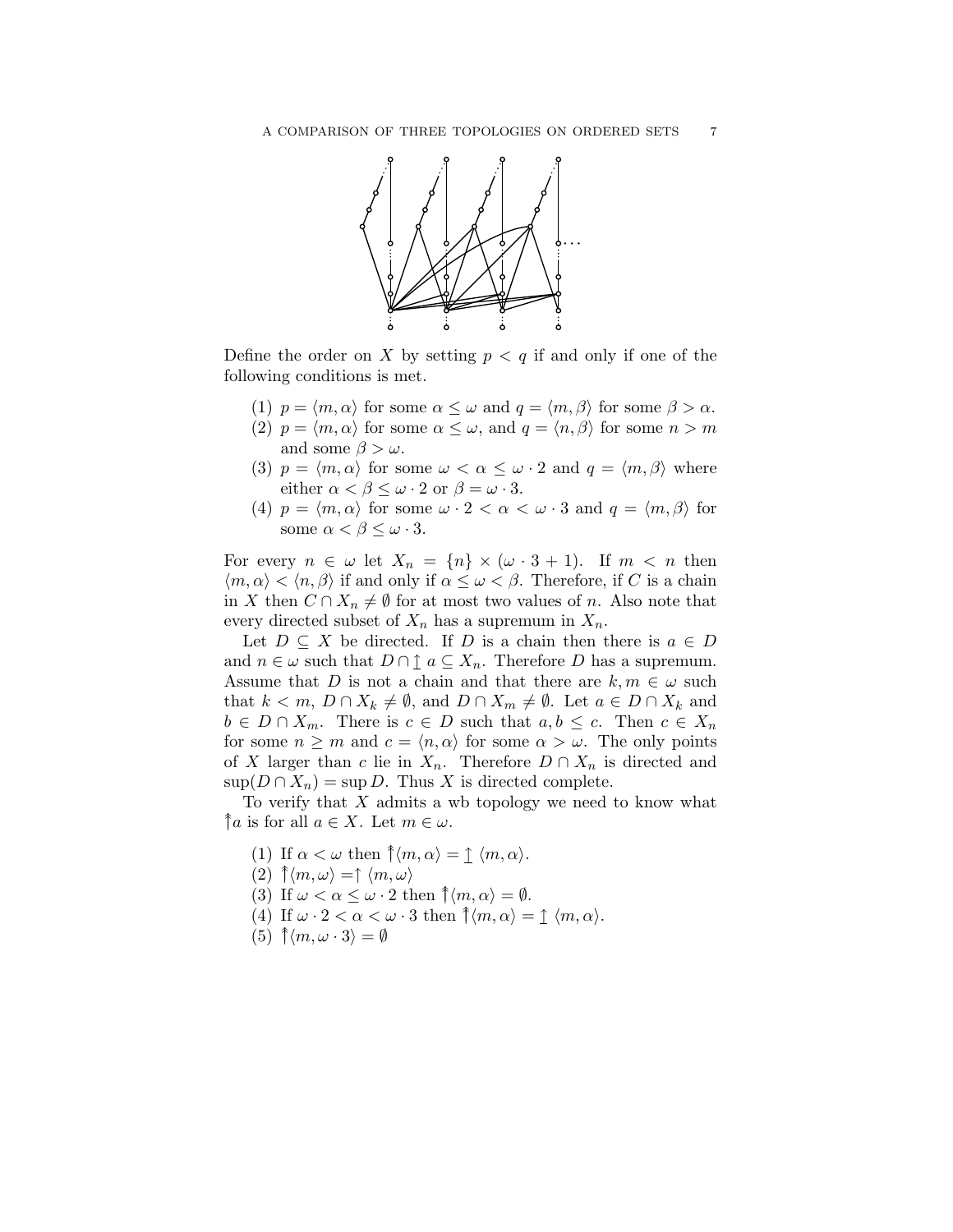Define the order on $X$ by setting $p < q$ if and only if one of the following conditions is met.

1. $p = \langle m, \alpha \rangle$ for some $\alpha \leq \omega$ and $q = \langle m, \beta \rangle$ for some $\beta > \alpha$.
2. $p = \langle m, \alpha \rangle$ for some $\alpha \leq \omega$, and $q = \langle n, \beta \rangle$ for some $n > m$ and some $\beta > \omega$.
3. $p = \langle m, \alpha \rangle$ for some $\omega < \alpha \leq \omega \cdot 2$ and $q = \langle m, \beta \rangle$ where either $\alpha < \beta \leq \omega \cdot 2$ or $\beta = \omega \cdot 3$.
4. $p = \langle m, \alpha \rangle$ for some $\omega \cdot 2 < \alpha < \omega \cdot 3$ and $q = \langle m, \beta \rangle$ for some $\alpha < \beta \leq \omega \cdot 3$.

For every $n \in \omega$ let $X_n = \{n\} \times (\omega \cdot 3 + 1)$. If $m < n$ then $\langle m, \alpha \rangle < \langle n, \beta \rangle$ if and only if $\alpha \leq \omega < \beta$. Therefore, if $C$ is a chain in $X$ then $C \cap X_n \neq \emptyset$ for at most two values of $n$. Also note that every directed subset of $X_n$ has a supremum in $X_n$.

Let $D \subseteq X$ be directed. If $D$ is a chain then there is $a \in D$ and $n \in \omega$ such that $D \cap {\uparrow}\, a \subseteq X_n$. Therefore $D$ has a supremum. Assume that $D$ is not a chain and that there are $k, m \in \omega$ such that $k < m$, $D \cap X_k \neq \emptyset$, and $D \cap X_m \neq \emptyset$. Let $a \in D \cap X_k$ and $b \in D \cap X_m$. There is $c \in D$ such that $a, b \leq c$. Then $c \in X_n$ for some $n \geq m$ and $c = \langle n, \alpha \rangle$ for some $\alpha > \omega$. The only points of $X$ larger than $c$ lie in $X_n$. Therefore $D \cap X_n$ is directed and $\sup(D \cap X_n) = \sup D$. Thus $X$ is directed complete.

To verify that $X$ admits a wb topology we need to know what $\Uparrow a$ is for all $a \in X$. Let $m \in \omega$.

1. If $\alpha < \omega$ then $\Uparrow \langle m, \alpha \rangle = {\uparrow}\, \langle m, \alpha \rangle$.
2. $\Uparrow \langle m, \omega \rangle = {\uparrow} \langle m, \omega \rangle$
3. If $\omega < \alpha \leq \omega \cdot 2$ then $\Uparrow \langle m, \alpha \rangle = \emptyset$.
4. If $\omega \cdot 2 < \alpha < \omega \cdot 3$ then $\Uparrow \langle m, \alpha \rangle = {\uparrow}\, \langle m, \alpha \rangle$.
5. $\Uparrow \langle m, \omega \cdot 3 \rangle = \emptyset$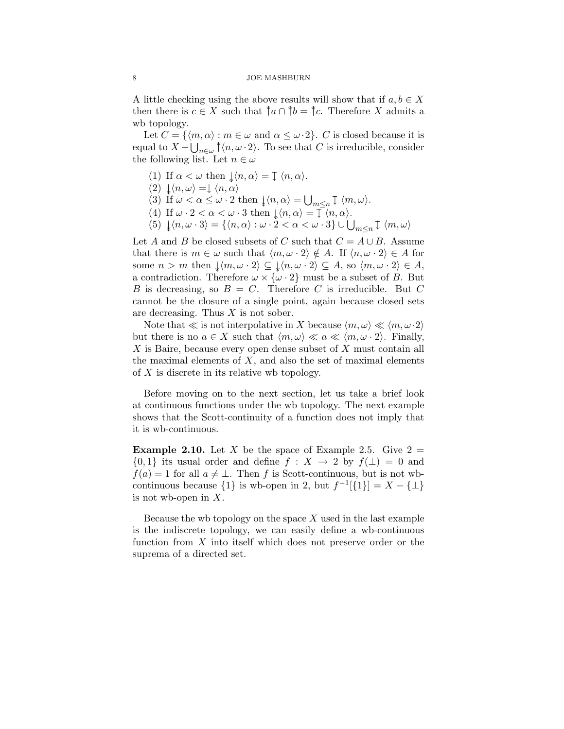A little checking using the above results will show that if $a, b \in X$ then there is $c \in X$ such that $\Uparrow a \cap \Uparrow b = \Uparrow c$. Therefore $X$ admits a wb topology.

Let $C = \{\langle m, \alpha \rangle : m \in \omega \text{ and } \alpha \leq \omega \cdot 2\}$. $C$ is closed because it is equal to $X - \bigcup_{n \in \omega} \Uparrow \langle n, \omega \cdot 2 \rangle$. To see that $C$ is irreducible, consider the following list. Let $n \in \omega$

1. If $\alpha < \omega$ then $\Downarrow \langle n, \alpha \rangle = \overline{\downarrow} \langle n, \alpha \rangle$.
2. $\Downarrow \langle n, \omega \rangle = \downarrow \langle n, \alpha \rangle$
3. If $\omega < \alpha \leq \omega \cdot 2$ then $\Downarrow \langle n, \alpha \rangle = \bigcup_{m \leq n} \overline{\downarrow} \langle m, \omega \rangle$.
4. If $\omega \cdot 2 < \alpha < \omega \cdot 3$ then $\Downarrow \langle n, \alpha \rangle = \overline{\downarrow} \langle n, \alpha \rangle$.
5. $\Downarrow \langle n, \omega \cdot 3 \rangle = \{\langle n, \alpha \rangle : \omega \cdot 2 < \alpha < \omega \cdot 3\} \cup \bigcup_{m \leq n} \overline{\downarrow} \langle m, \omega \rangle$

Let $A$ and $B$ be closed subsets of $C$ such that $C = A \cup B$. Assume that there is $m \in \omega$ such that $\langle m, \omega \cdot 2 \rangle \notin A$. If $\langle n, \omega \cdot 2 \rangle \in A$ for some $n > m$ then $\Downarrow \langle m, \omega \cdot 2 \rangle \subseteq \Downarrow \langle n, \omega \cdot 2 \rangle \subseteq A$, so $\langle m, \omega \cdot 2 \rangle \in A$, a contradiction. Therefore $\omega \times \{\omega \cdot 2\}$ must be a subset of $B$. But $B$ is decreasing, so $B = C$. Therefore $C$ is irreducible. But $C$ cannot be the closure of a single point, again because closed sets are decreasing. Thus $X$ is not sober.

Note that $\ll$ is not interpolative in $X$ because $\langle m, \omega \rangle \ll \langle m, \omega \cdot 2 \rangle$ but there is no $a \in X$ such that $\langle m, \omega \rangle \ll a \ll \langle m, \omega \cdot 2 \rangle$. Finally, $X$ is Baire, because every open dense subset of $X$ must contain all the maximal elements of $X$, and also the set of maximal elements of $X$ is discrete in its relative wb topology.

Before moving on to the next section, let us take a brief look at continuous functions under the wb topology. The next example shows that the Scott-continuity of a function does not imply that it is wb-continuous.

**Example 2.10.** Let $X$ be the space of Example 2.5. Give $2 = \{0, 1\}$ its usual order and define $f : X \to 2$ by $f(\perp) = 0$ and $f(a) = 1$ for all $a \neq \perp$. Then $f$ is Scott-continuous, but is not wb-continuous because $\{1\}$ is wb-open in 2, but $f^{-1}[\{1\}] = X - \{\perp\}$ is not wb-open in $X$.

Because the wb topology on the space $X$ used in the last example is the indiscrete topology, we can easily define a wb-continuous function from $X$ into itself which does not preserve order or the suprema of a directed set.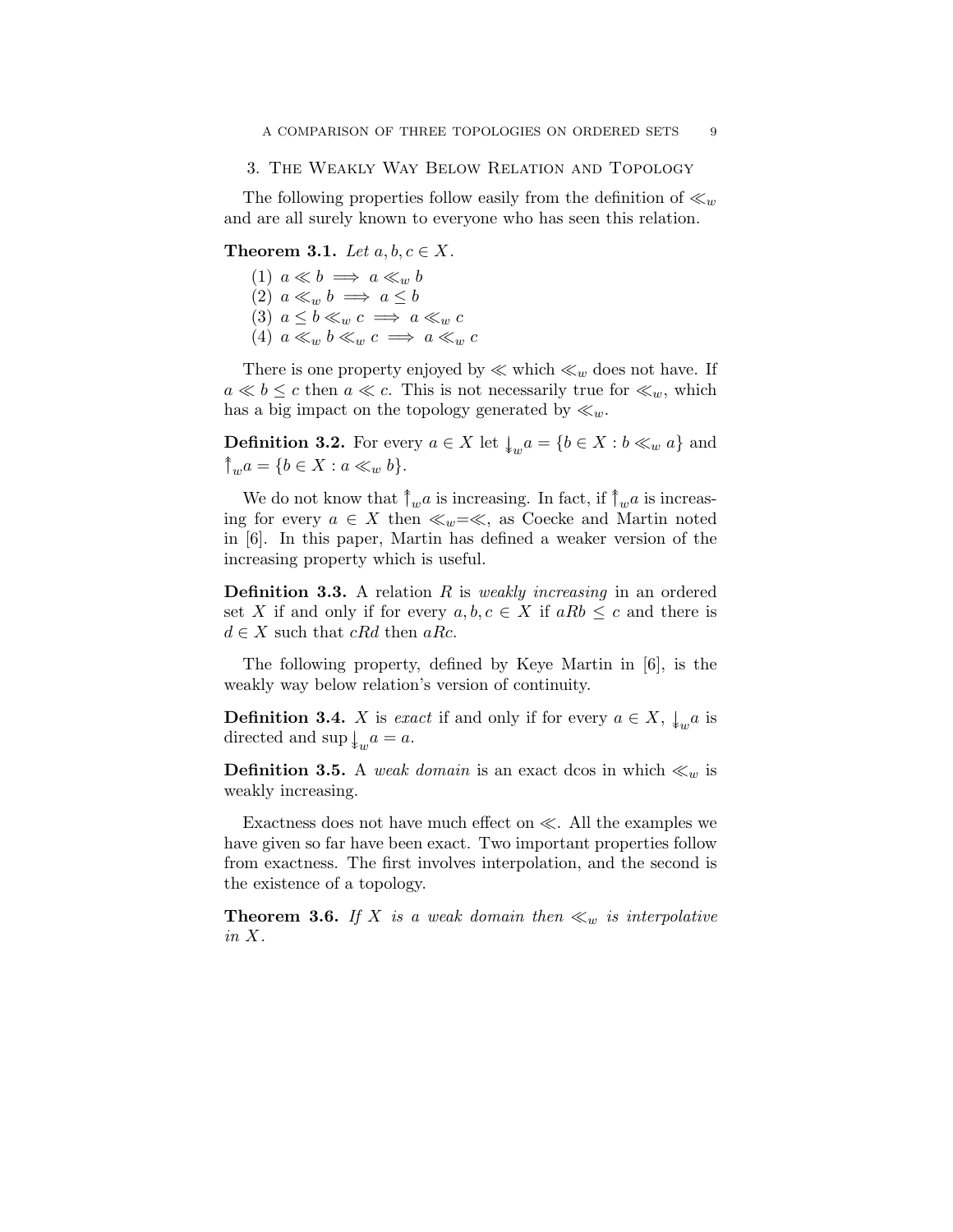## 3. The Weakly Way Below Relation and Topology

The following properties follow easily from the definition of $\ll_w$ and are all surely known to everyone who has seen this relation.

**Theorem 3.1.** *Let $a, b, c \in X$.*

(1) $a \ll b \implies a \ll_w b$
(2) $a \ll_w b \implies a \leq b$
(3) $a \leq b \ll_w c \implies a \ll_w c$
(4) $a \ll_w b \ll_w c \implies a \ll_w c$

There is one property enjoyed by $\ll$ which $\ll_w$ does not have. If $a \ll b \leq c$ then $a \ll c$. This is not necessarily true for $\ll_w$, which has a big impact on the topology generated by $\ll_w$.

**Definition 3.2.** For every $a \in X$ let $\downarrow_w a = \{b \in X : b \ll_w a\}$ and $\uparrow_w a = \{b \in X : a \ll_w b\}$.

We do not know that $\uparrow_w a$ is increasing. In fact, if $\uparrow_w a$ is increasing for every $a \in X$ then $\ll_w = \ll$, as Coecke and Martin noted in [6]. In this paper, Martin has defined a weaker version of the increasing property which is useful.

**Definition 3.3.** A relation $R$ is *weakly increasing* in an ordered set $X$ if and only if for every $a, b, c \in X$ if $aRb \leq c$ and there is $d \in X$ such that $cRd$ then $aRc$.

The following property, defined by Keye Martin in [6], is the weakly way below relation's version of continuity.

**Definition 3.4.** $X$ is *exact* if and only if for every $a \in X$, $\downarrow_w a$ is directed and $\sup \downarrow_w a = a$.

**Definition 3.5.** A *weak domain* is an exact dcos in which $\ll_w$ is weakly increasing.

Exactness does not have much effect on $\ll$. All the examples we have given so far have been exact. Two important properties follow from exactness. The first involves interpolation, and the second is the existence of a topology.

**Theorem 3.6.** *If $X$ is a weak domain then $\ll_w$ is interpolative in $X$.*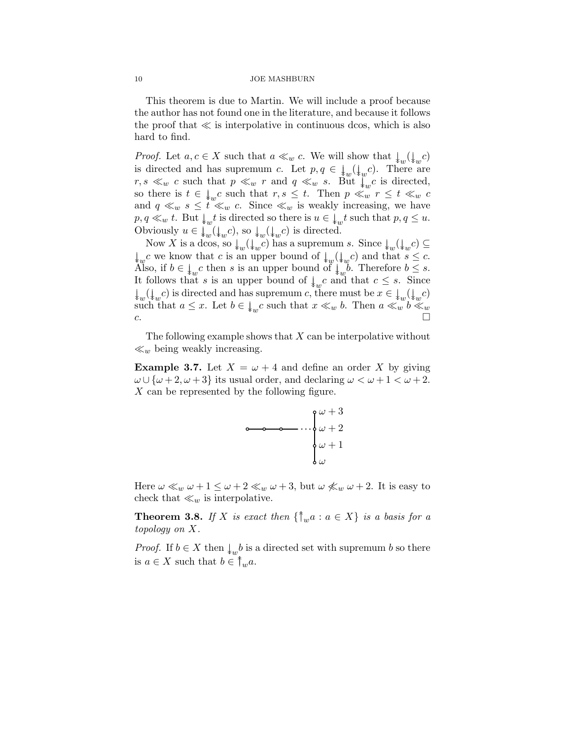This theorem is due to Martin. We will include a proof because the author has not found one in the literature, and because it follows the proof that $\ll$ is interpolative in continuous dcos, which is also hard to find.

*Proof.* Let $a, c \in X$ such that $a \ll_w c$. We will show that $\downarrow_w(\downarrow_w c)$ is directed and has supremum $c$. Let $p, q \in \downarrow_w(\downarrow_w c)$. There are $r, s \ll_w c$ such that $p \ll_w r$ and $q \ll_w s$. But $\downarrow_w c$ is directed, so there is $t \in \downarrow_w c$ such that $r, s \leq t$. Then $p \ll_w r \leq t \ll_w c$ and $q \ll_w s \leq t \ll_w c$. Since $\ll_w$ is weakly increasing, we have $p, q \ll_w t$. But $\downarrow_w t$ is directed so there is $u \in \downarrow_w t$ such that $p, q \leq u$. Obviously $u \in \downarrow_w(\downarrow_w c)$, so $\downarrow_w(\downarrow_w c)$ is directed.

Now $X$ is a dcos, so $\downarrow_w(\downarrow_w c)$ has a supremum $s$. Since $\downarrow_w(\downarrow_w c) \subseteq \downarrow_w c$ we know that $c$ is an upper bound of $\downarrow_w(\downarrow_w c)$ and that $s \leq c$. Also, if $b \in \downarrow_w c$ then $s$ is an upper bound of $\downarrow_w b$. Therefore $b \leq s$. It follows that $s$ is an upper bound of $\downarrow_w c$ and that $c \leq s$. Since $\downarrow_w(\downarrow_w c)$ is directed and has supremum $c$, there must be $x \in \downarrow_w(\downarrow_w c)$ such that $a \leq x$. Let $b \in \downarrow_w c$ such that $x \ll_w b$. Then $a \ll_w b \ll_w c$. $\square$

The following example shows that $X$ can be interpolative without $\ll_w$ being weakly increasing.

**Example 3.7.** Let $X = \omega + 4$ and define an order $X$ by giving $\omega \cup \{\omega + 2, \omega + 3\}$ its usual order, and declaring $\omega < \omega + 1 < \omega + 2$. $X$ can be represented by the following figure.

Here $\omega \ll_w \omega + 1 \leq \omega + 2 \ll_w \omega + 3$, but $\omega \not\ll_w \omega + 2$. It is easy to check that $\ll_w$ is interpolative.

**Theorem 3.8.** *If $X$ is exact then $\{\uparrow_w a : a \in X\}$ is a basis for a topology on $X$.*

*Proof.* If $b \in X$ then $\downarrow_w b$ is a directed set with supremum $b$ so there is $a \in X$ such that $b \in \uparrow_w a$.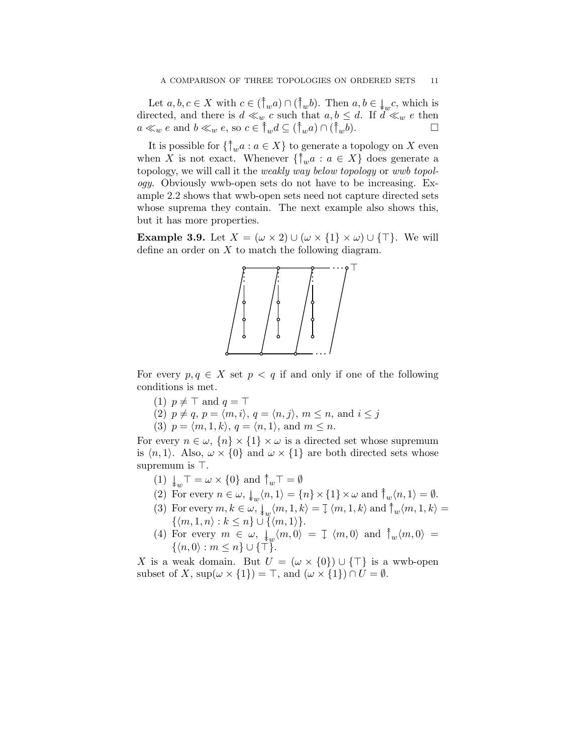Let $a, b, c \in X$ with $c \in (\Uparrow_w a) \cap (\Uparrow_w b)$. Then $a, b \in \Downarrow_w c$, which is directed, and there is $d \ll_w c$ such that $a, b \leq d$. If $d \ll_w e$ then $a \ll_w e$ and $b \ll_w e$, so $c \in \Uparrow_w d \subseteq (\Uparrow_w a) \cap (\Uparrow_w b)$. $\square$

It is possible for $\{\Uparrow_w a : a \in X\}$ to generate a topology on $X$ even when $X$ is not exact. Whenever $\{\Uparrow_w a : a \in X\}$ does generate a topology, we will call it the *weakly way below topology* or *wwb topology*. Obviously wwb-open sets do not have to be increasing. Example 2.2 shows that wwb-open sets need not capture directed sets whose suprema they contain. The next example also shows this, but it has more properties.

**Example 3.9.** Let $X = (\omega \times 2) \cup (\omega \times \{1\} \times \omega) \cup \{\top\}$. We will define an order on $X$ to match the following diagram.

For every $p, q \in X$ set $p < q$ if and only if one of the following conditions is met.

(1) $p \neq \top$ and $q = \top$
(2) $p \neq q$, $p = \langle m, i \rangle$, $q = \langle n, j \rangle$, $m \leq n$, and $i \leq j$
(3) $p = \langle m, 1, k \rangle$, $q = \langle n, 1 \rangle$, and $m \leq n$.

For every $n \in \omega$, $\{n\} \times \{1\} \times \omega$ is a directed set whose supremum is $\langle n, 1 \rangle$. Also, $\omega \times \{0\}$ and $\omega \times \{1\}$ are both directed sets whose supremum is $\top$.

(1) $\Downarrow_w \top = \omega \times \{0\}$ and $\Uparrow_w \top = \emptyset$
(2) For every $n \in \omega$, $\Downarrow_w \langle n, 1 \rangle = \{n\} \times \{1\} \times \omega$ and $\Uparrow_w \langle n, 1 \rangle = \emptyset$.
(3) For every $m, k \in \omega$, $\Downarrow_w \langle m, 1, k \rangle = \downarrow \langle m, 1, k \rangle$ and $\Uparrow_w \langle m, 1, k \rangle = \{\langle m, 1, n \rangle : k \leq n\} \cup \{\langle m, 1 \rangle\}$.
(4) For every $m \in \omega$, $\Downarrow_w \langle m, 0 \rangle = \downarrow \langle m, 0 \rangle$ and $\Uparrow_w \langle m, 0 \rangle = \{\langle n, 0 \rangle : m \leq n\} \cup \{\top\}$.

$X$ is a weak domain. But $U = (\omega \times \{0\}) \cup \{\top\}$ is a wwb-open subset of $X$, $\sup(\omega \times \{1\}) = \top$, and $(\omega \times \{1\}) \cap U = \emptyset$.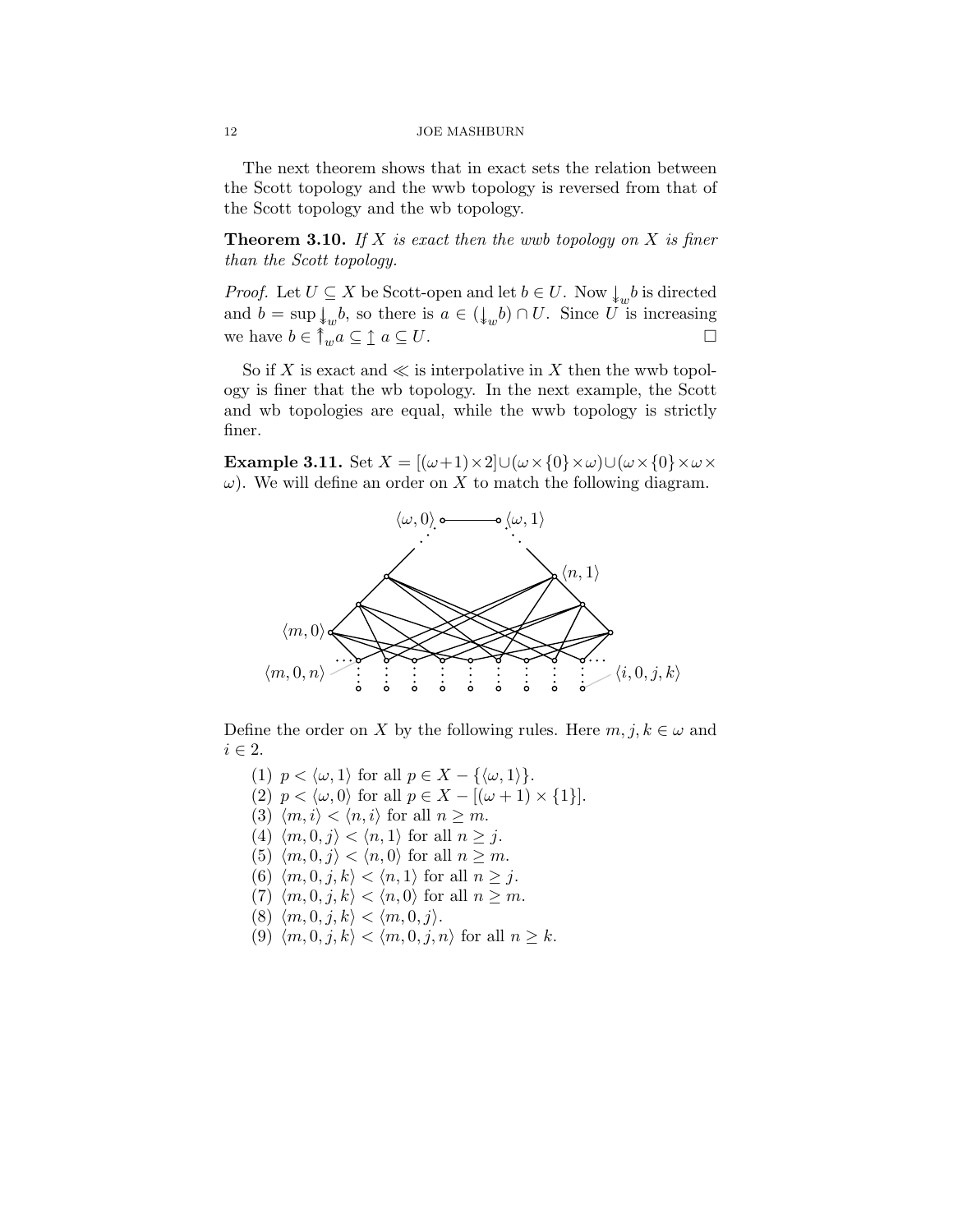The next theorem shows that in exact sets the relation between the Scott topology and the wwb topology is reversed from that of the Scott topology and the wb topology.

**Theorem 3.10.** *If $X$ is exact then the wwb topology on $X$ is finer than the Scott topology.*

*Proof.* Let $U \subseteq X$ be Scott-open and let $b \in U$. Now $\Downarrow_w b$ is directed and $b = \sup \Downarrow_w b$, so there is $a \in (\Downarrow_w b) \cap U$. Since $U$ is increasing we have $b \in \Uparrow_w a \subseteq \uparrow a \subseteq U$. $\square$

So if $X$ is exact and $\ll$ is interpolative in $X$ then the wwb topology is finer that the wb topology. In the next example, the Scott and wb topologies are equal, while the wwb topology is strictly finer.

**Example 3.11.** Set $X = [(\omega+1)\times 2] \cup (\omega \times \{0\} \times \omega) \cup (\omega \times \{0\} \times \omega \times \omega)$. We will define an order on $X$ to match the following diagram.

Define the order on $X$ by the following rules. Here $m, j, k \in \omega$ and $i \in 2$.

(1) $p < \langle \omega, 1 \rangle$ for all $p \in X - \{\langle \omega, 1 \rangle\}$.
(2) $p < \langle \omega, 0 \rangle$ for all $p \in X - [(\omega+1) \times \{1\}]$.
(3) $\langle m, i \rangle < \langle n, i \rangle$ for all $n \geq m$.
(4) $\langle m, 0, j \rangle < \langle n, 1 \rangle$ for all $n \geq j$.
(5) $\langle m, 0, j \rangle < \langle n, 0 \rangle$ for all $n \geq m$.
(6) $\langle m, 0, j, k \rangle < \langle n, 1 \rangle$ for all $n \geq j$.
(7) $\langle m, 0, j, k \rangle < \langle n, 0 \rangle$ for all $n \geq m$.
(8) $\langle m, 0, j, k \rangle < \langle m, 0, j \rangle$.
(9) $\langle m, 0, j, k \rangle < \langle m, 0, j, n \rangle$ for all $n \geq k$.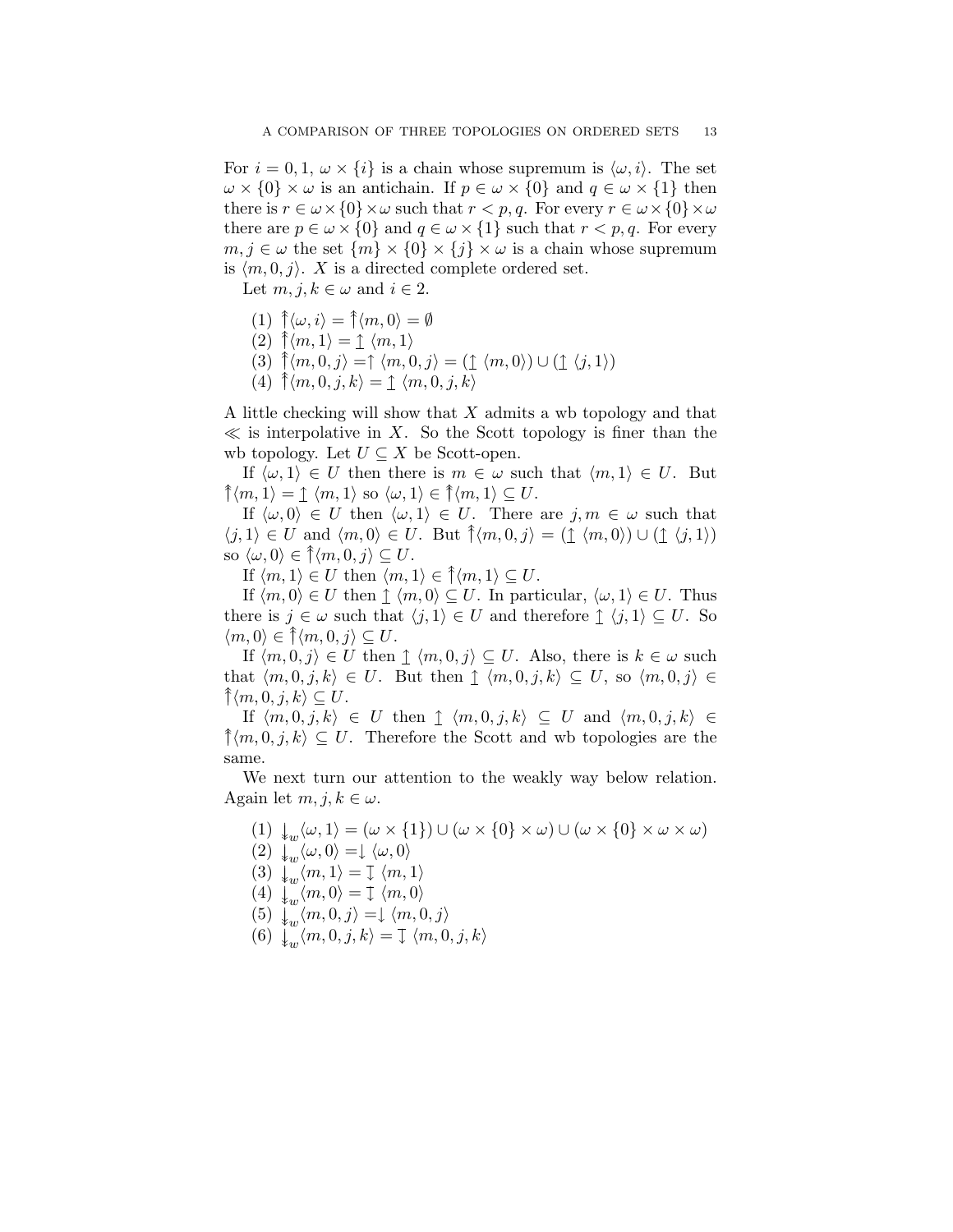For $i = 0, 1$, $\omega \times \{i\}$ is a chain whose supremum is $\langle \omega, i\rangle$. The set $\omega \times \{0\} \times \omega$ is an antichain. If $p \in \omega \times \{0\}$ and $q \in \omega \times \{1\}$ then there is $r \in \omega \times \{0\} \times \omega$ such that $r < p, q$. For every $r \in \omega \times \{0\} \times \omega$ there are $p \in \omega \times \{0\}$ and $q \in \omega \times \{1\}$ such that $r < p, q$. For every $m, j \in \omega$ the set $\{m\} \times \{0\} \times \{j\} \times \omega$ is a chain whose supremum is $\langle m, 0, j\rangle$. $X$ is a directed complete ordered set.

Let $m, j, k \in \omega$ and $i \in 2$.

(1) $\Uparrow\langle \omega, i\rangle = \Uparrow\langle m, 0\rangle = \emptyset$
(2) $\Uparrow\langle m, 1\rangle = \mathbin{\rotatebox[origin=c]{90}{$\twoheadrightarrow$}} \langle m, 1\rangle$
(3) $\Uparrow\langle m, 0, j\rangle = \uparrow \langle m, 0, j\rangle = (\mathbin{\rotatebox[origin=c]{90}{$\twoheadrightarrow$}} \langle m, 0\rangle) \cup (\mathbin{\rotatebox[origin=c]{90}{$\twoheadrightarrow$}} \langle j, 1\rangle)$
(4) $\Uparrow\langle m, 0, j, k\rangle = \mathbin{\rotatebox[origin=c]{90}{$\twoheadrightarrow$}} \langle m, 0, j, k\rangle$

A little checking will show that $X$ admits a wb topology and that $\ll$ is interpolative in $X$. So the Scott topology is finer than the wb topology. Let $U \subseteq X$ be Scott-open.

If $\langle \omega, 1\rangle \in U$ then there is $m \in \omega$ such that $\langle m, 1\rangle \in U$. But $\Uparrow\langle m, 1\rangle = \mathbin{\rotatebox[origin=c]{90}{$\twoheadrightarrow$}} \langle m, 1\rangle$ so $\langle \omega, 1\rangle \in \Uparrow\langle m, 1\rangle \subseteq U$.

If $\langle \omega, 0\rangle \in U$ then $\langle \omega, 1\rangle \in U$. There are $j, m \in \omega$ such that $\langle j, 1\rangle \in U$ and $\langle m, 0\rangle \in U$. But $\Uparrow\langle m, 0, j\rangle = (\mathbin{\rotatebox[origin=c]{90}{$\twoheadrightarrow$}} \langle m, 0\rangle) \cup (\mathbin{\rotatebox[origin=c]{90}{$\twoheadrightarrow$}} \langle j, 1\rangle)$ so $\langle \omega, 0\rangle \in \Uparrow\langle m, 0, j\rangle \subseteq U$.

If $\langle m, 1\rangle \in U$ then $\langle m, 1\rangle \in \Uparrow\langle m, 1\rangle \subseteq U$.

If $\langle m, 0\rangle \in U$ then $\mathbin{\rotatebox[origin=c]{90}{$\twoheadrightarrow$}} \langle m, 0\rangle \subseteq U$. In particular, $\langle \omega, 1\rangle \in U$. Thus there is $j \in \omega$ such that $\langle j, 1\rangle \in U$ and therefore $\mathbin{\rotatebox[origin=c]{90}{$\twoheadrightarrow$}} \langle j, 1\rangle \subseteq U$. So $\langle m, 0\rangle \in \Uparrow\langle m, 0, j\rangle \subseteq U$.

If $\langle m, 0, j\rangle \in U$ then $\mathbin{\rotatebox[origin=c]{90}{$\twoheadrightarrow$}} \langle m, 0, j\rangle \subseteq U$. Also, there is $k \in \omega$ such that $\langle m, 0, j, k\rangle \in U$. But then $\mathbin{\rotatebox[origin=c]{90}{$\twoheadrightarrow$}} \langle m, 0, j, k\rangle \subseteq U$, so $\langle m, 0, j\rangle \in \Uparrow\langle m, 0, j, k\rangle \subseteq U$.

If $\langle m, 0, j, k\rangle \in U$ then $\mathbin{\rotatebox[origin=c]{90}{$\twoheadrightarrow$}} \langle m, 0, j, k\rangle \subseteq U$ and $\langle m, 0, j, k\rangle \in \Uparrow\langle m, 0, j, k\rangle \subseteq U$. Therefore the Scott and wb topologies are the same.

We next turn our attention to the weakly way below relation. Again let $m, j, k \in \omega$.

(1) $\downarrow_w\langle \omega, 1\rangle = (\omega \times \{1\}) \cup (\omega \times \{0\} \times \omega) \cup (\omega \times \{0\} \times \omega \times \omega)$
(2) $\downarrow_w\langle \omega, 0\rangle = \downarrow \langle \omega, 0\rangle$
(3) $\downarrow_w\langle m, 1\rangle = \mathbin{\rotatebox[origin=c]{-90}{$\twoheadrightarrow$}} \langle m, 1\rangle$
(4) $\downarrow_w\langle m, 0\rangle = \mathbin{\rotatebox[origin=c]{-90}{$\twoheadrightarrow$}} \langle m, 0\rangle$
(5) $\downarrow_w\langle m, 0, j\rangle = \downarrow \langle m, 0, j\rangle$
(6) $\downarrow_w\langle m, 0, j, k\rangle = \mathbin{\rotatebox[origin=c]{-90}{$\twoheadrightarrow$}} \langle m, 0, j, k\rangle$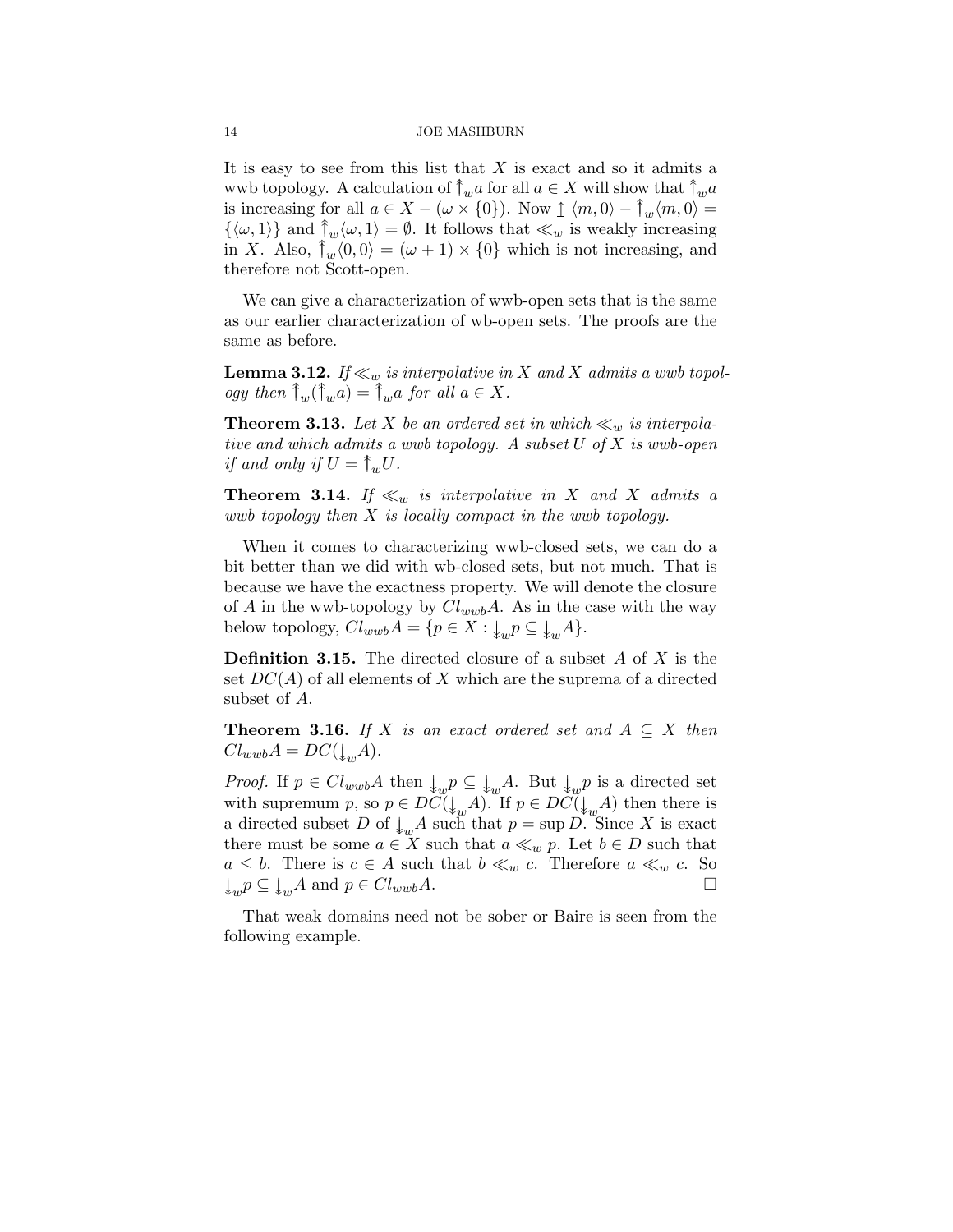It is easy to see from this list that $X$ is exact and so it admits a wwb topology. A calculation of $\Uparrow_w a$ for all $a \in X$ will show that $\Uparrow_w a$ is increasing for all $a \in X - (\omega \times \{0\})$. Now $\uparrow \langle m, 0 \rangle - \Uparrow_w \langle m, 0 \rangle = \{\langle \omega, 1 \rangle\}$ and $\Uparrow_w \langle \omega, 1 \rangle = \emptyset$. It follows that $\ll_w$ is weakly increasing in $X$. Also, $\Uparrow_w \langle 0, 0 \rangle = (\omega + 1) \times \{0\}$ which is not increasing, and therefore not Scott-open.

We can give a characterization of wwb-open sets that is the same as our earlier characterization of wb-open sets. The proofs are the same as before.

**Lemma 3.12.** *If $\ll_w$ is interpolative in $X$ and $X$ admits a wwb topology then $\Uparrow_w(\Uparrow_w a) = \Uparrow_w a$ for all $a \in X$.*

**Theorem 3.13.** *Let $X$ be an ordered set in which $\ll_w$ is interpolative and which admits a wwb topology. A subset $U$ of $X$ is wwb-open if and only if $U = \Uparrow_w U$.*

**Theorem 3.14.** *If $\ll_w$ is interpolative in $X$ and $X$ admits a wwb topology then $X$ is locally compact in the wwb topology.*

When it comes to characterizing wwb-closed sets, we can do a bit better than we did with wb-closed sets, but not much. That is because we have the exactness property. We will denote the closure of $A$ in the wwb-topology by $Cl_{wwb}A$. As in the case with the way below topology, $Cl_{wwb}A = \{p \in X : \Downarrow_w p \subseteq \Downarrow_w A\}$.

**Definition 3.15.** The directed closure of a subset $A$ of $X$ is the set $DC(A)$ of all elements of $X$ which are the suprema of a directed subset of $A$.

**Theorem 3.16.** *If $X$ is an exact ordered set and $A \subseteq X$ then $Cl_{wwb}A = DC(\Downarrow_w A)$.*

*Proof.* If $p \in Cl_{wwb}A$ then $\Downarrow_w p \subseteq \Downarrow_w A$. But $\Downarrow_w p$ is a directed set with supremum $p$, so $p \in DC(\Downarrow_w A)$. If $p \in DC(\Downarrow_w A)$ then there is a directed subset $D$ of $\Downarrow_w A$ such that $p = \sup D$. Since $X$ is exact there must be some $a \in X$ such that $a \ll_w p$. Let $b \in D$ such that $a \leq b$. There is $c \in A$ such that $b \ll_w c$. Therefore $a \ll_w c$. So $\Downarrow_w p \subseteq \Downarrow_w A$ and $p \in Cl_{wwb}A$. $\square$

That weak domains need not be sober or Baire is seen from the following example.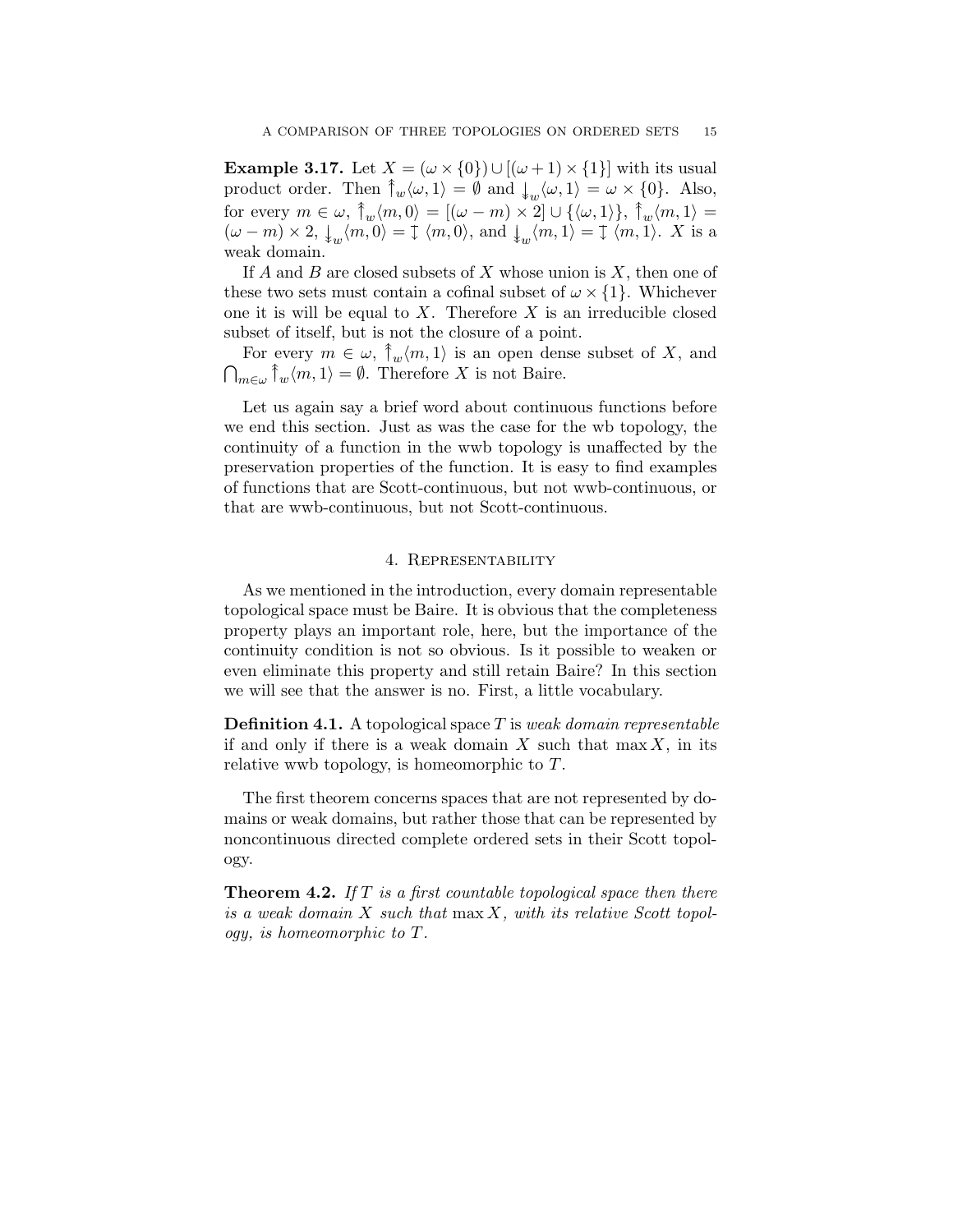**Example 3.17.** Let $X = (\omega \times \{0\}) \cup [(\omega+1) \times \{1\}]$ with its usual product order. Then $\Uparrow_w\langle \omega, 1\rangle = \emptyset$ and $\Downarrow_w\langle \omega, 1\rangle = \omega \times \{0\}$. Also, for every $m \in \omega$, $\Uparrow_w\langle m, 0\rangle = [(\omega - m) \times 2] \cup \{\langle \omega, 1\rangle\}$, $\Uparrow_w\langle m, 1\rangle = (\omega - m) \times 2$, $\Downarrow_w\langle m, 0\rangle = \updownarrow \langle m, 0\rangle$, and $\Downarrow_w\langle m, 1\rangle = \updownarrow \langle m, 1\rangle$. $X$ is a weak domain.

If $A$ and $B$ are closed subsets of $X$ whose union is $X$, then one of these two sets must contain a cofinal subset of $\omega \times \{1\}$. Whichever one it is will be equal to $X$. Therefore $X$ is an irreducible closed subset of itself, but is not the closure of a point.

For every $m \in \omega$, $\Uparrow_w\langle m, 1\rangle$ is an open dense subset of $X$, and $\bigcap_{m\in\omega} \Uparrow_w\langle m, 1\rangle = \emptyset$. Therefore $X$ is not Baire.

Let us again say a brief word about continuous functions before we end this section. Just as was the case for the wb topology, the continuity of a function in the wwb topology is unaffected by the preservation properties of the function. It is easy to find examples of functions that are Scott-continuous, but not wwb-continuous, or that are wwb-continuous, but not Scott-continuous.

## 4. Representability

As we mentioned in the introduction, every domain representable topological space must be Baire. It is obvious that the completeness property plays an important role, here, but the importance of the continuity condition is not so obvious. Is it possible to weaken or even eliminate this property and still retain Baire? In this section we will see that the answer is no. First, a little vocabulary.

**Definition 4.1.** A topological space $T$ is *weak domain representable* if and only if there is a weak domain $X$ such that $\max X$, in its relative wwb topology, is homeomorphic to $T$.

The first theorem concerns spaces that are not represented by domains or weak domains, but rather those that can be represented by noncontinuous directed complete ordered sets in their Scott topology.

**Theorem 4.2.** *If $T$ is a first countable topological space then there is a weak domain $X$ such that $\max X$, with its relative Scott topology, is homeomorphic to $T$.*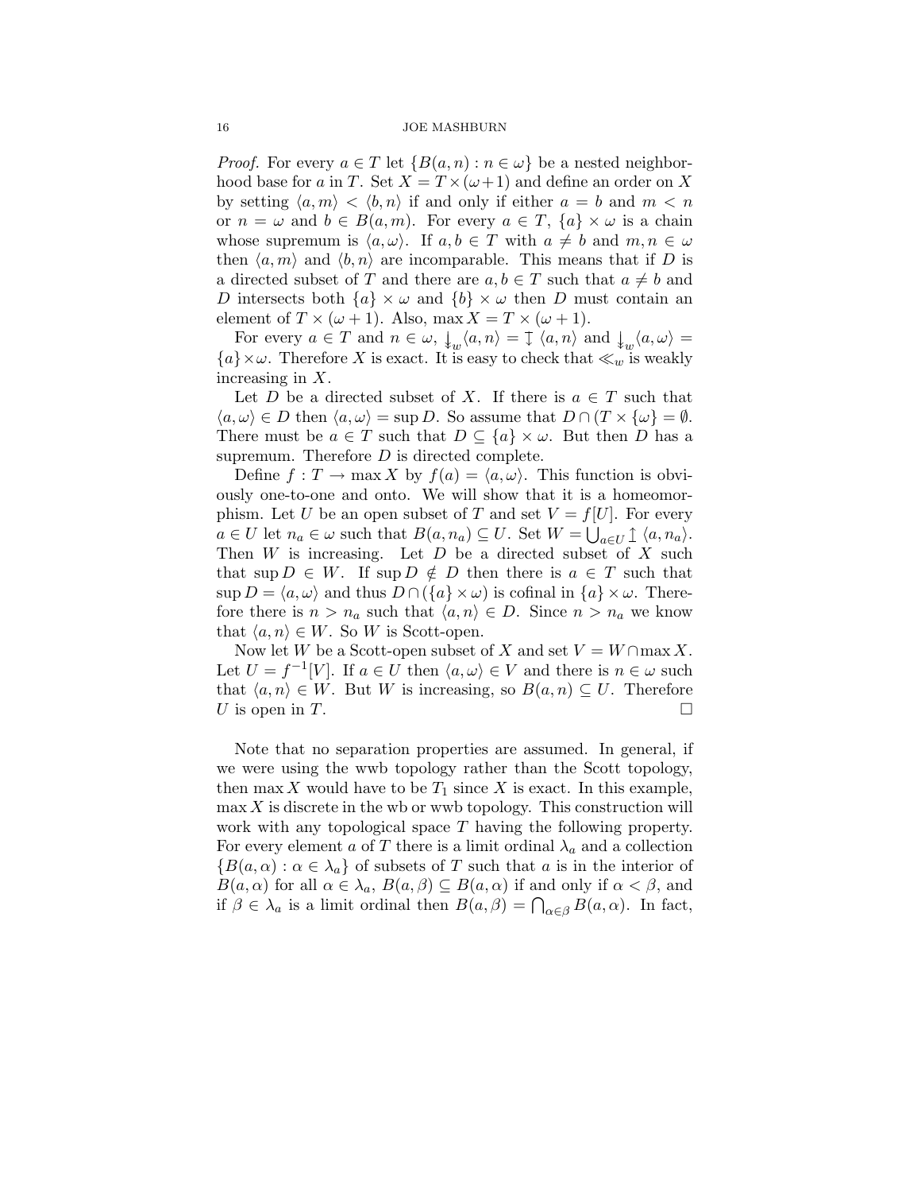*Proof.* For every $a \in T$ let $\{B(a,n) : n \in \omega\}$ be a nested neighborhood base for $a$ in $T$. Set $X = T \times (\omega+1)$ and define an order on $X$ by setting $\langle a, m\rangle < \langle b, n\rangle$ if and only if either $a = b$ and $m < n$ or $n = \omega$ and $b \in B(a,m)$. For every $a \in T$, $\{a\} \times \omega$ is a chain whose supremum is $\langle a, \omega\rangle$. If $a, b \in T$ with $a \neq b$ and $m, n \in \omega$ then $\langle a, m\rangle$ and $\langle b, n\rangle$ are incomparable. This means that if $D$ is a directed subset of $T$ and there are $a, b \in T$ such that $a \neq b$ and $D$ intersects both $\{a\} \times \omega$ and $\{b\} \times \omega$ then $D$ must contain an element of $T \times (\omega + 1)$. Also, $\max X = T \times (\omega + 1)$.

For every $a \in T$ and $n \in \omega$, $\Downarrow_w \langle a, n\rangle = \updownarrow \langle a, n\rangle$ and $\Downarrow_w \langle a, \omega\rangle = \{a\} \times \omega$. Therefore $X$ is exact. It is easy to check that $\ll_w$ is weakly increasing in $X$.

Let $D$ be a directed subset of $X$. If there is $a \in T$ such that $\langle a, \omega\rangle \in D$ then $\langle a, \omega\rangle = \sup D$. So assume that $D \cap (T \times \{\omega\} = \emptyset$. There must be $a \in T$ such that $D \subseteq \{a\} \times \omega$. But then $D$ has a supremum. Therefore $D$ is directed complete.

Define $f : T \to \max X$ by $f(a) = \langle a, \omega\rangle$. This function is obviously one-to-one and onto. We will show that it is a homeomorphism. Let $U$ be an open subset of $T$ and set $V = f[U]$. For every $a \in U$ let $n_a \in \omega$ such that $B(a, n_a) \subseteq U$. Set $W = \bigcup_{a \in U} \updownarrow \langle a, n_a\rangle$. Then $W$ is increasing. Let $D$ be a directed subset of $X$ such that $\sup D \in W$. If $\sup D \notin D$ then there is $a \in T$ such that $\sup D = \langle a, \omega\rangle$ and thus $D \cap (\{a\} \times \omega)$ is cofinal in $\{a\} \times \omega$. Therefore there is $n > n_a$ such that $\langle a, n\rangle \in D$. Since $n > n_a$ we know that $\langle a, n\rangle \in W$. So $W$ is Scott-open.

Now let $W$ be a Scott-open subset of $X$ and set $V = W \cap \max X$. Let $U = f^{-1}[V]$. If $a \in U$ then $\langle a, \omega\rangle \in V$ and there is $n \in \omega$ such that $\langle a, n\rangle \in W$. But $W$ is increasing, so $B(a, n) \subseteq U$. Therefore $U$ is open in $T$. $\square$

Note that no separation properties are assumed. In general, if we were using the wwb topology rather than the Scott topology, then $\max X$ would have to be $T_1$ since $X$ is exact. In this example, $\max X$ is discrete in the wb or wwb topology. This construction will work with any topological space $T$ having the following property. For every element $a$ of $T$ there is a limit ordinal $\lambda_a$ and a collection $\{B(a, \alpha) : \alpha \in \lambda_a\}$ of subsets of $T$ such that $a$ is in the interior of $B(a, \alpha)$ for all $\alpha \in \lambda_a$, $B(a, \beta) \subseteq B(a, \alpha)$ if and only if $\alpha < \beta$, and if $\beta \in \lambda_a$ is a limit ordinal then $B(a, \beta) = \bigcap_{\alpha \in \beta} B(a, \alpha)$. In fact,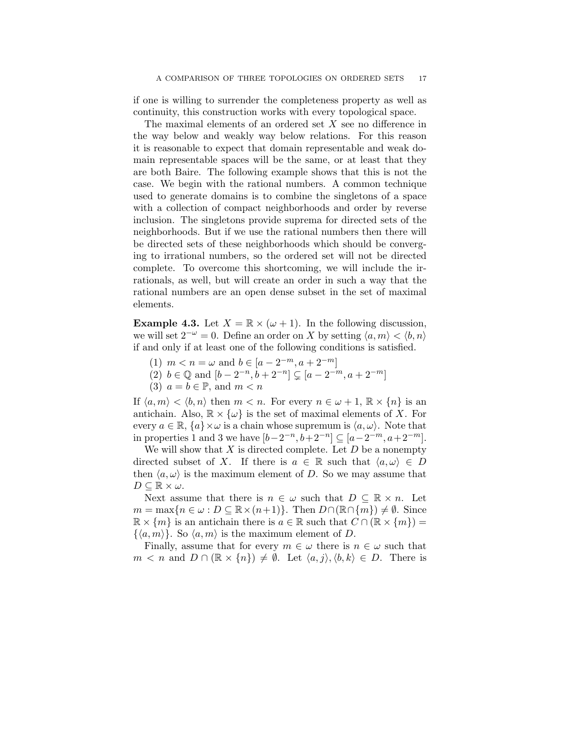if one is willing to surrender the completeness property as well as continuity, this construction works with every topological space.

The maximal elements of an ordered set $X$ see no difference in the way below and weakly way below relations. For this reason it is reasonable to expect that domain representable and weak domain representable spaces will be the same, or at least that they are both Baire. The following example shows that this is not the case. We begin with the rational numbers. A common technique used to generate domains is to combine the singletons of a space with a collection of compact neighborhoods and order by reverse inclusion. The singletons provide suprema for directed sets of the neighborhoods. But if we use the rational numbers then there will be directed sets of these neighborhoods which should be converging to irrational numbers, so the ordered set will not be directed complete. To overcome this shortcoming, we will include the irrationals, as well, but will create an order in such a way that the rational numbers are an open dense subset in the set of maximal elements.

**Example 4.3.** Let $X = \mathbb{R} \times (\omega + 1)$. In the following discussion, we will set $2^{-\omega} = 0$. Define an order on $X$ by setting $\langle a, m\rangle < \langle b, n\rangle$ if and only if at least one of the following conditions is satisfied.

(1) $m < n = \omega$ and $b \in [a - 2^{-m}, a + 2^{-m}]$
(2) $b \in \mathbb{Q}$ and $[b - 2^{-n}, b + 2^{-n}] \subsetneq [a - 2^{-m}, a + 2^{-m}]$
(3) $a = b \in \mathbb{P}$, and $m < n$

If $\langle a, m\rangle < \langle b, n\rangle$ then $m < n$. For every $n \in \omega + 1$, $\mathbb{R} \times \{n\}$ is an antichain. Also, $\mathbb{R} \times \{\omega\}$ is the set of maximal elements of $X$. For every $a \in \mathbb{R}$, $\{a\} \times \omega$ is a chain whose supremum is $\langle a, \omega\rangle$. Note that in properties 1 and 3 we have $[b-2^{-n}, b+2^{-n}] \subseteq [a-2^{-m}, a+2^{-m}]$.

We will show that $X$ is directed complete. Let $D$ be a nonempty directed subset of $X$. If there is $a \in \mathbb{R}$ such that $\langle a, \omega\rangle \in D$ then $\langle a, \omega\rangle$ is the maximum element of $D$. So we may assume that $D \subseteq \mathbb{R} \times \omega$.

Next assume that there is $n \in \omega$ such that $D \subseteq \mathbb{R} \times n$. Let $m = \max\{n \in \omega : D \subseteq \mathbb{R} \times (n+1)\}$. Then $D \cap (\mathbb{R} \cap \{m\}) \neq \emptyset$. Since $\mathbb{R} \times \{m\}$ is an antichain there is $a \in \mathbb{R}$ such that $C \cap (\mathbb{R} \times \{m\}) = \{\langle a, m\rangle\}$. So $\langle a, m\rangle$ is the maximum element of $D$.

Finally, assume that for every $m \in \omega$ there is $n \in \omega$ such that $m < n$ and $D \cap (\mathbb{R} \times \{n\}) \neq \emptyset$. Let $\langle a, j\rangle, \langle b, k\rangle \in D$. There is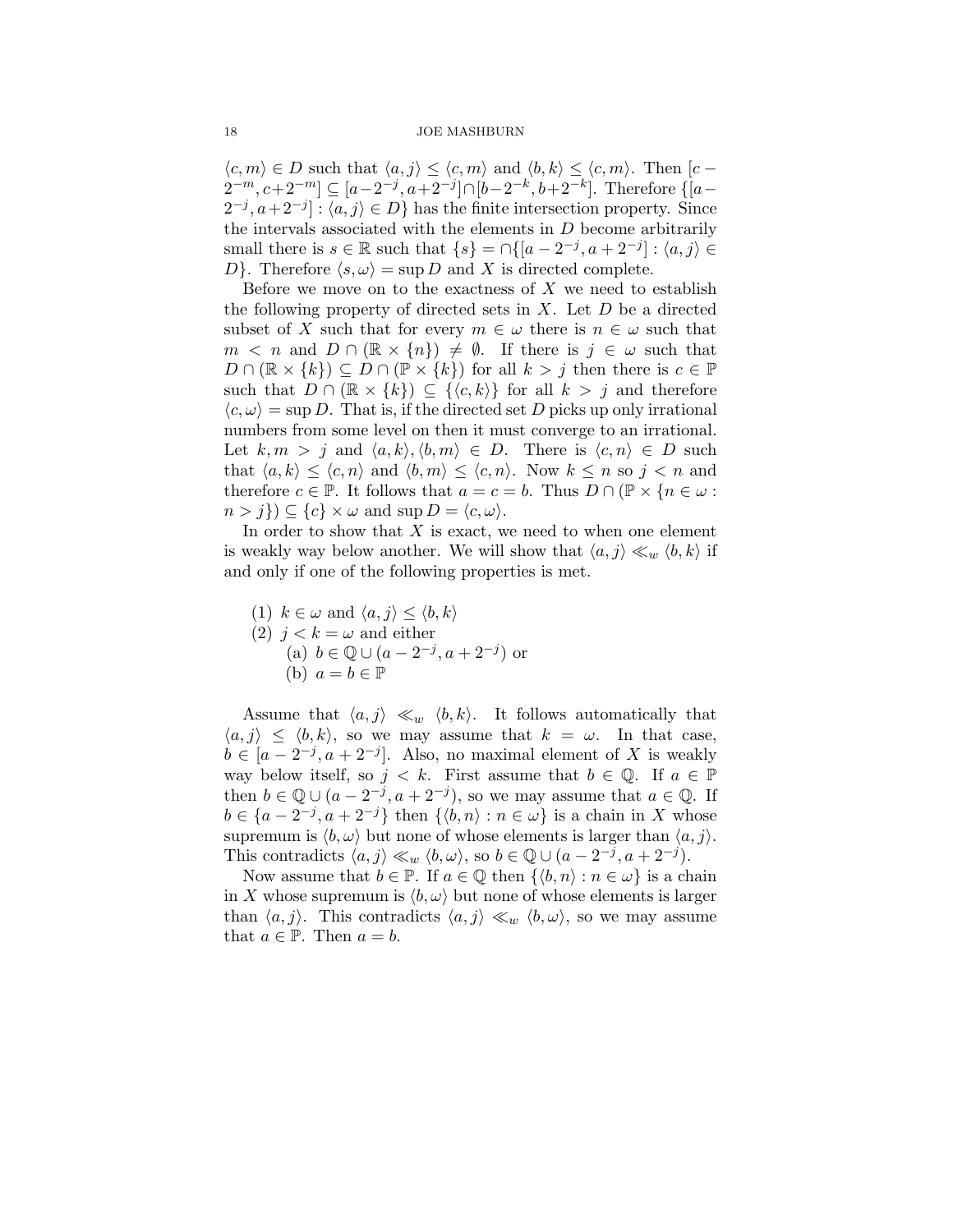$\langle c, m \rangle \in D$ such that $\langle a, j \rangle \leq \langle c, m \rangle$ and $\langle b, k \rangle \leq \langle c, m \rangle$. Then $[c - 2^{-m}, c+2^{-m}] \subseteq [a-2^{-j}, a+2^{-j}] \cap [b-2^{-k}, b+2^{-k}]$. Therefore $\{[a-2^{-j}, a+2^{-j}] : \langle a, j \rangle \in D\}$ has the finite intersection property. Since the intervals associated with the elements in $D$ become arbitrarily small there is $s \in \mathbb{R}$ such that $\{s\} = \cap\{[a - 2^{-j}, a + 2^{-j}] : \langle a, j \rangle \in D\}$. Therefore $\langle s, \omega \rangle = \sup D$ and $X$ is directed complete.

Before we move on to the exactness of $X$ we need to establish the following property of directed sets in $X$. Let $D$ be a directed subset of $X$ such that for every $m \in \omega$ there is $n \in \omega$ such that $m < n$ and $D \cap (\mathbb{R} \times \{n\}) \neq \emptyset$. If there is $j \in \omega$ such that $D \cap (\mathbb{R} \times \{k\}) \subseteq D \cap (\mathbb{P} \times \{k\})$ for all $k > j$ then there is $c \in \mathbb{P}$ such that $D \cap (\mathbb{R} \times \{k\}) \subseteq \{\langle c, k \rangle\}$ for all $k > j$ and therefore $\langle c, \omega \rangle = \sup D$. That is, if the directed set $D$ picks up only irrational numbers from some level on then it must converge to an irrational. Let $k, m > j$ and $\langle a, k \rangle, \langle b, m \rangle \in D$. There is $\langle c, n \rangle \in D$ such that $\langle a, k \rangle \leq \langle c, n \rangle$ and $\langle b, m \rangle \leq \langle c, n \rangle$. Now $k \leq n$ so $j < n$ and therefore $c \in \mathbb{P}$. It follows that $a = c = b$. Thus $D \cap (\mathbb{P} \times \{n \in \omega : n > j\}) \subseteq \{c\} \times \omega$ and $\sup D = \langle c, \omega \rangle$.

In order to show that $X$ is exact, we need to when one element is weakly way below another. We will show that $\langle a, j \rangle \ll_w \langle b, k \rangle$ if and only if one of the following properties is met.

(1) $k \in \omega$ and $\langle a, j \rangle \leq \langle b, k \rangle$
(2) $j < k = \omega$ and either
  (a) $b \in \mathbb{Q} \cup (a - 2^{-j}, a + 2^{-j})$ or
  (b) $a = b \in \mathbb{P}$

Assume that $\langle a, j \rangle \ll_w \langle b, k \rangle$. It follows automatically that $\langle a, j \rangle \leq \langle b, k \rangle$, so we may assume that $k = \omega$. In that case, $b \in [a - 2^{-j}, a + 2^{-j}]$. Also, no maximal element of $X$ is weakly way below itself, so $j < k$. First assume that $b \in \mathbb{Q}$. If $a \in \mathbb{P}$ then $b \in \mathbb{Q} \cup (a - 2^{-j}, a + 2^{-j})$, so we may assume that $a \in \mathbb{Q}$. If $b \in \{a - 2^{-j}, a + 2^{-j}\}$ then $\{\langle b, n \rangle : n \in \omega\}$ is a chain in $X$ whose supremum is $\langle b, \omega \rangle$ but none of whose elements is larger than $\langle a, j \rangle$. This contradicts $\langle a, j \rangle \ll_w \langle b, \omega \rangle$, so $b \in \mathbb{Q} \cup (a - 2^{-j}, a + 2^{-j})$.

Now assume that $b \in \mathbb{P}$. If $a \in \mathbb{Q}$ then $\{\langle b, n \rangle : n \in \omega\}$ is a chain in $X$ whose supremum is $\langle b, \omega \rangle$ but none of whose elements is larger than $\langle a, j \rangle$. This contradicts $\langle a, j \rangle \ll_w \langle b, \omega \rangle$, so we may assume that $a \in \mathbb{P}$. Then $a = b$.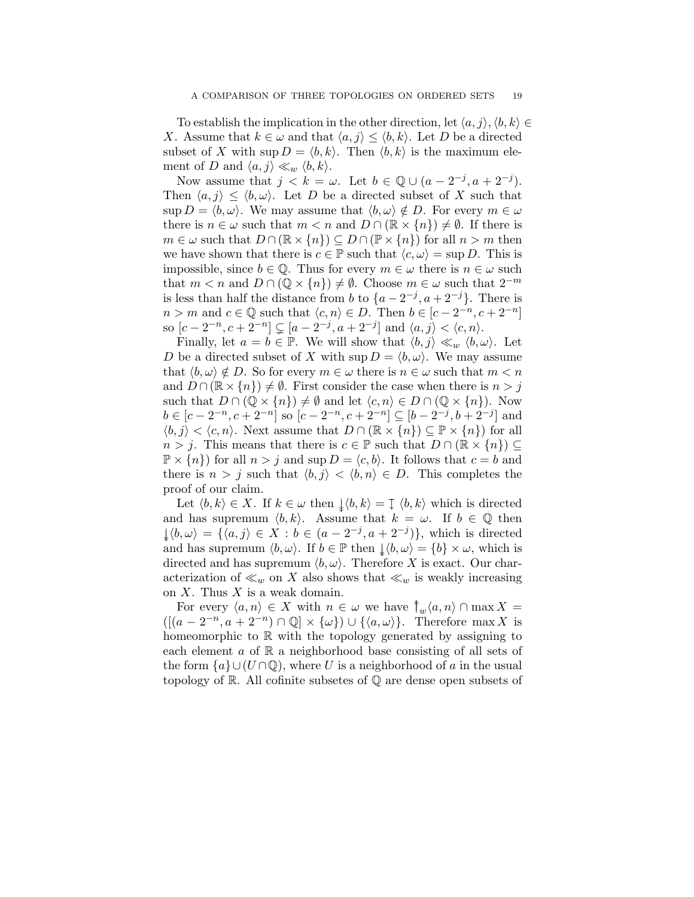To establish the implication in the other direction, let $\langle a, j\rangle, \langle b, k\rangle \in X$. Assume that $k \in \omega$ and that $\langle a, j\rangle \leq \langle b, k\rangle$. Let $D$ be a directed subset of $X$ with $\sup D = \langle b, k\rangle$. Then $\langle b, k\rangle$ is the maximum element of $D$ and $\langle a, j\rangle \ll_w \langle b, k\rangle$.

Now assume that $j < k = \omega$. Let $b \in \mathbb{Q} \cup (a - 2^{-j}, a + 2^{-j})$. Then $\langle a, j\rangle \leq \langle b, \omega\rangle$. Let $D$ be a directed subset of $X$ such that $\sup D = \langle b, \omega\rangle$. We may assume that $\langle b, \omega\rangle \notin D$. For every $m \in \omega$ there is $n \in \omega$ such that $m < n$ and $D \cap (\mathbb{R} \times \{n\}) \neq \emptyset$. If there is $m \in \omega$ such that $D \cap (\mathbb{R} \times \{n\}) \subseteq D \cap (\mathbb{P} \times \{n\})$ for all $n > m$ then we have shown that there is $c \in \mathbb{P}$ such that $\langle c, \omega\rangle = \sup D$. This is impossible, since $b \in \mathbb{Q}$. Thus for every $m \in \omega$ there is $n \in \omega$ such that $m < n$ and $D \cap (\mathbb{Q} \times \{n\}) \neq \emptyset$. Choose $m \in \omega$ such that $2^{-m}$ is less than half the distance from $b$ to $\{a - 2^{-j}, a + 2^{-j}\}$. There is $n > m$ and $c \in \mathbb{Q}$ such that $\langle c, n\rangle \in D$. Then $b \in [c - 2^{-n}, c + 2^{-n}]$ so $[c - 2^{-n}, c + 2^{-n}] \subsetneq [a - 2^{-j}, a + 2^{-j}]$ and $\langle a, j\rangle < \langle c, n\rangle$.

Finally, let $a = b \in \mathbb{P}$. We will show that $\langle b, j\rangle \ll_w \langle b, \omega\rangle$. Let $D$ be a directed subset of $X$ with $\sup D = \langle b, \omega\rangle$. We may assume that $\langle b, \omega\rangle \notin D$. So for every $m \in \omega$ there is $n \in \omega$ such that $m < n$ and $D \cap (\mathbb{R} \times \{n\}) \neq \emptyset$. First consider the case when there is $n > j$ such that $D \cap (\mathbb{Q} \times \{n\}) \neq \emptyset$ and let $\langle c, n\rangle \in D \cap (\mathbb{Q} \times \{n\})$. Now $b \in [c - 2^{-n}, c + 2^{-n}]$ so $[c - 2^{-n}, c + 2^{-n}] \subseteq [b - 2^{-j}, b + 2^{-j}]$ and $\langle b, j\rangle < \langle c, n\rangle$. Next assume that $D \cap (\mathbb{R} \times \{n\}) \subseteq \mathbb{P} \times \{n\})$ for all $n > j$. This means that there is $c \in \mathbb{P}$ such that $D \cap (\mathbb{R} \times \{n\}) \subseteq \mathbb{P} \times \{n\})$ for all $n > j$ and $\sup D = \langle c, b\rangle$. It follows that $c = b$ and there is $n > j$ such that $\langle b, j\rangle < \langle b, n\rangle \in D$. This completes the proof of our claim.

Let $\langle b, k\rangle \in X$. If $k \in \omega$ then $\Downarrow\langle b, k\rangle = \downarrow \langle b, k\rangle$ which is directed and has supremum $\langle b, k\rangle$. Assume that $k = \omega$. If $b \in \mathbb{Q}$ then $\Downarrow\langle b, \omega\rangle = \{\langle a, j\rangle \in X : b \in (a - 2^{-j}, a + 2^{-j})\}$, which is directed and has supremum $\langle b, \omega\rangle$. If $b \in \mathbb{P}$ then $\Downarrow\langle b, \omega\rangle = \{b\} \times \omega$, which is directed and has supremum $\langle b, \omega\rangle$. Therefore $X$ is exact. Our characterization of $\ll_w$ on $X$ also shows that $\ll_w$ is weakly increasing on $X$. Thus $X$ is a weak domain.

For every $\langle a, n\rangle \in X$ with $n \in \omega$ we have $\Uparrow_w\langle a, n\rangle \cap \max X = ([(a - 2^{-n}, a + 2^{-n}) \cap \mathbb{Q}] \times \{\omega\}) \cup \{\langle a, \omega\rangle\}$. Therefore $\max X$ is homeomorphic to $\mathbb{R}$ with the topology generated by assigning to each element $a$ of $\mathbb{R}$ a neighborhood base consisting of all sets of the form $\{a\} \cup (U \cap \mathbb{Q})$, where $U$ is a neighborhood of $a$ in the usual topology of $\mathbb{R}$. All cofinite subsetes of $\mathbb{Q}$ are dense open subsets of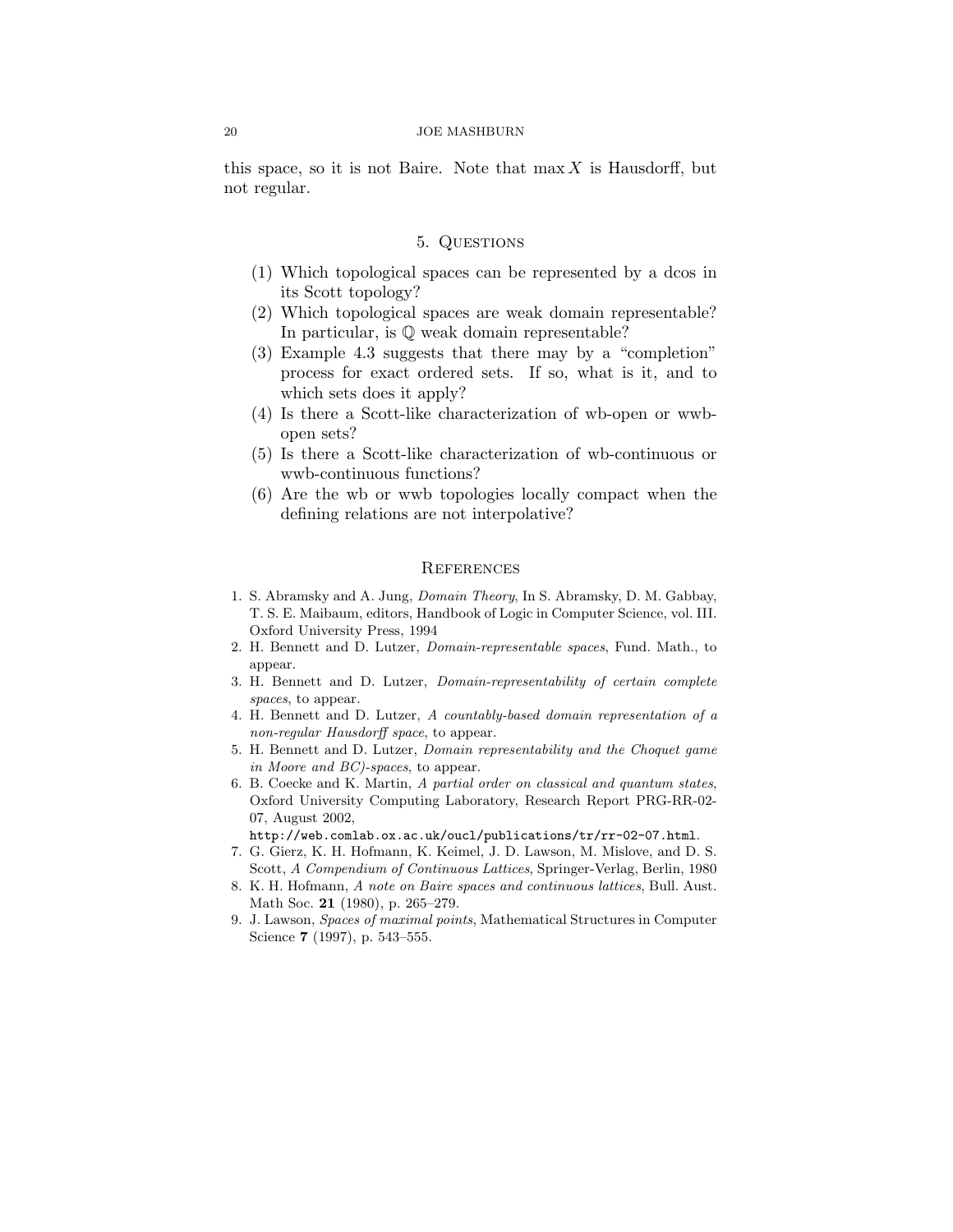this space, so it is not Baire. Note that $\max X$ is Hausdorff, but not regular.

## 5. Questions

1. Which topological spaces can be represented by a dcos in its Scott topology?
2. Which topological spaces are weak domain representable? In particular, is $\mathbb{Q}$ weak domain representable?
3. Example 4.3 suggests that there may by a "completion" process for exact ordered sets. If so, what is it, and to which sets does it apply?
4. Is there a Scott-like characterization of wb-open or wwb-open sets?
5. Is there a Scott-like characterization of wb-continuous or wwb-continuous functions?
6. Are the wb or wwb topologies locally compact when the defining relations are not interpolative?

## References

1. S. Abramsky and A. Jung, *Domain Theory*, In S. Abramsky, D. M. Gabbay, T. S. E. Maibaum, editors, Handbook of Logic in Computer Science, vol. III. Oxford University Press, 1994
2. H. Bennett and D. Lutzer, *Domain-representable spaces*, Fund. Math., to appear.
3. H. Bennett and D. Lutzer, *Domain-representability of certain complete spaces*, to appear.
4. H. Bennett and D. Lutzer, *A countably-based domain representation of a non-regular Hausdorff space*, to appear.
5. H. Bennett and D. Lutzer, *Domain representability and the Choquet game in Moore and BC)-spaces*, to appear.
6. B. Coecke and K. Martin, *A partial order on classical and quantum states*, Oxford University Computing Laboratory, Research Report PRG-RR-02-07, August 2002, `http://web.comlab.ox.ac.uk/oucl/publications/tr/rr-02-07.html`.
7. G. Gierz, K. H. Hofmann, K. Keimel, J. D. Lawson, M. Mislove, and D. S. Scott, *A Compendium of Continuous Lattices*, Springer-Verlag, Berlin, 1980
8. K. H. Hofmann, *A note on Baire spaces and continuous lattices*, Bull. Aust. Math Soc. **21** (1980), p. 265–279.
9. J. Lawson, *Spaces of maximal points*, Mathematical Structures in Computer Science **7** (1997), p. 543–555.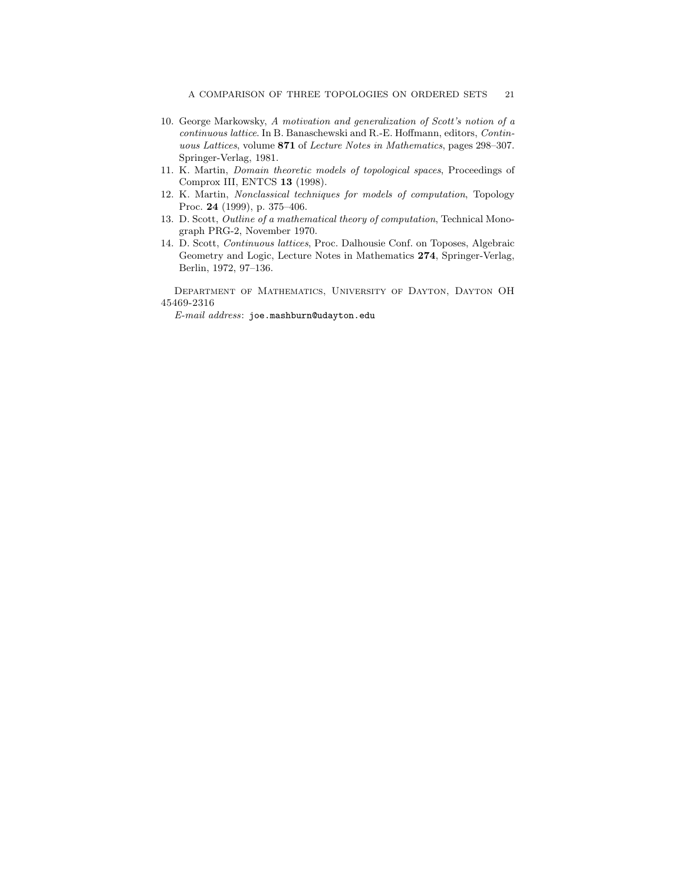10. George Markowsky, *A motivation and generalization of Scott's notion of a continuous lattice*. In B. Banaschewski and R.-E. Hoffmann, editors, *Continuous Lattices*, volume **871** of *Lecture Notes in Mathematics*, pages 298–307. Springer-Verlag, 1981.
11. K. Martin, *Domain theoretic models of topological spaces*, Proceedings of Comprox III, ENTCS **13** (1998).
12. K. Martin, *Nonclassical techniques for models of computation*, Topology Proc. **24** (1999), p. 375–406.
13. D. Scott, *Outline of a mathematical theory of computation*, Technical Monograph PRG-2, November 1970.
14. D. Scott, *Continuous lattices*, Proc. Dalhousie Conf. on Toposes, Algebraic Geometry and Logic, Lecture Notes in Mathematics **274**, Springer-Verlag, Berlin, 1972, 97–136.

Department of Mathematics, University of Dayton, Dayton OH 45469-2316

*E-mail address*: joe.mashburn@udayton.edu